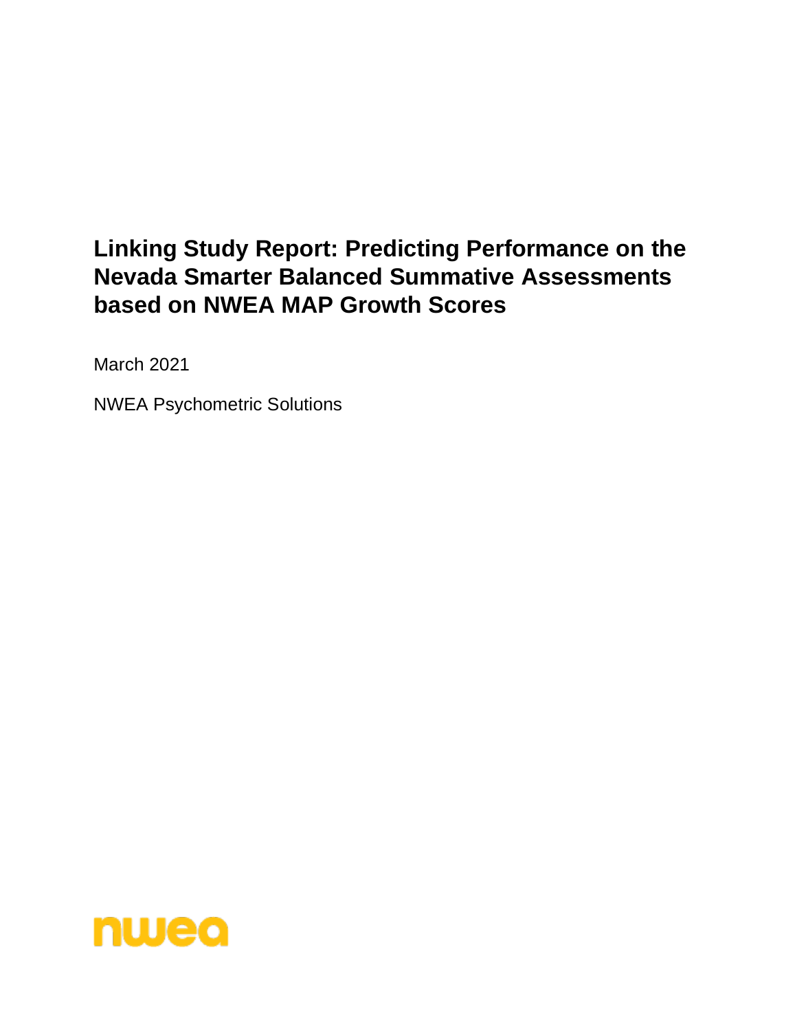# Linking Study Report: Predicting Performance on the Nevada Smarter Balanced Summative Assessments based on NWEA MAP Growth Scores

March 2021

NWEA Psychometric Solutions

nwea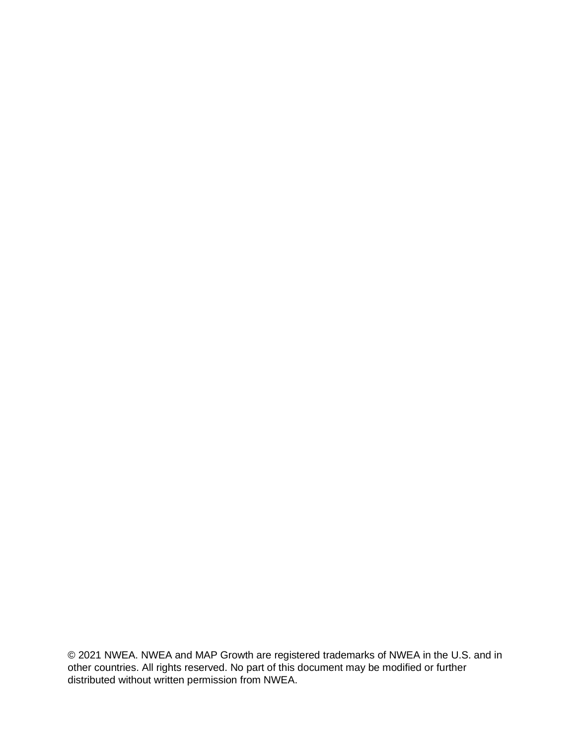© 2021 NWEA. NWEA and MAP Growth are registered trademarks of NWEA in the U.S. and in other countries. All rights reserved. No part of this document may be modified or further distributed without written permission from NWEA.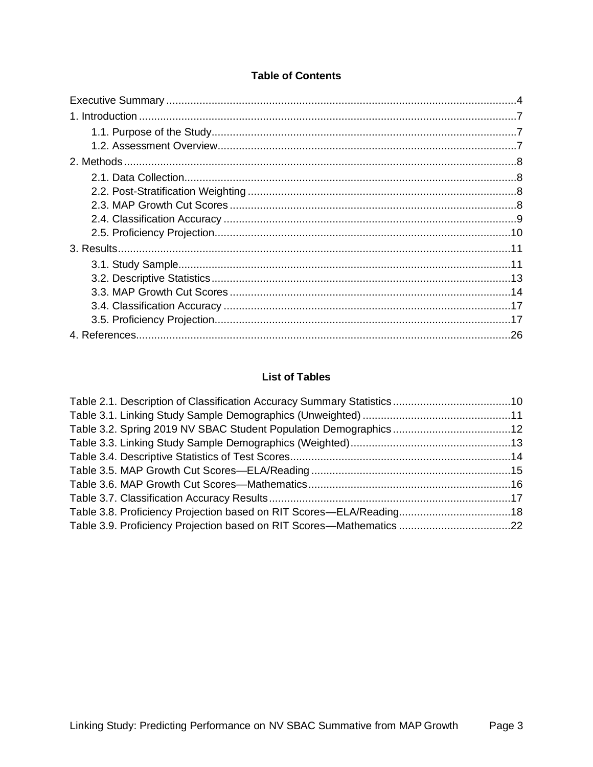## Table of Contents

Executive Summary ....................................................................................................................4

1. Introduction ...........................................................................................................................7
   - 1.1. Purpose of the Study....................................................................................................7
   - 1.2. Assessment Overview..................................................................................................7
2. Methods ................................................................................................................................8
   - 2.1. Data Collection.............................................................................................................8
   - 2.2. Post-Stratification Weighting ........................................................................................8
   - 2.3. MAP Growth Cut Scores ..............................................................................................8
   - 2.4. Classification Accuracy ................................................................................................9
   - 2.5. Proficiency Projection.................................................................................................10
3. Results.................................................................................................................................11
   - 3.1. Study Sample.............................................................................................................11
   - 3.2. Descriptive Statistics ..................................................................................................13
   - 3.3. MAP Growth Cut Scores ............................................................................................14
   - 3.4. Classification Accuracy ..............................................................................................17
   - 3.5. Proficiency Projection.................................................................................................17
4. References...........................................................................................................................26

## List of Tables

Table 2.1. Description of Classification Accuracy Summary Statistics .......................................10

Table 3.1. Linking Study Sample Demographics (Unweighted) .................................................11

Table 3.2. Spring 2019 NV SBAC Student Population Demographics .......................................12

Table 3.3. Linking Study Sample Demographics (Weighted).....................................................13

Table 3.4. Descriptive Statistics of Test Scores.........................................................................14

Table 3.5. MAP Growth Cut Scores—ELA/Reading ..................................................................15

Table 3.6. MAP Growth Cut Scores—Mathematics...................................................................16

Table 3.7. Classification Accuracy Results................................................................................17

Table 3.8. Proficiency Projection based on RIT Scores—ELA/Reading.....................................18

Table 3.9. Proficiency Projection based on RIT Scores—Mathematics .....................................22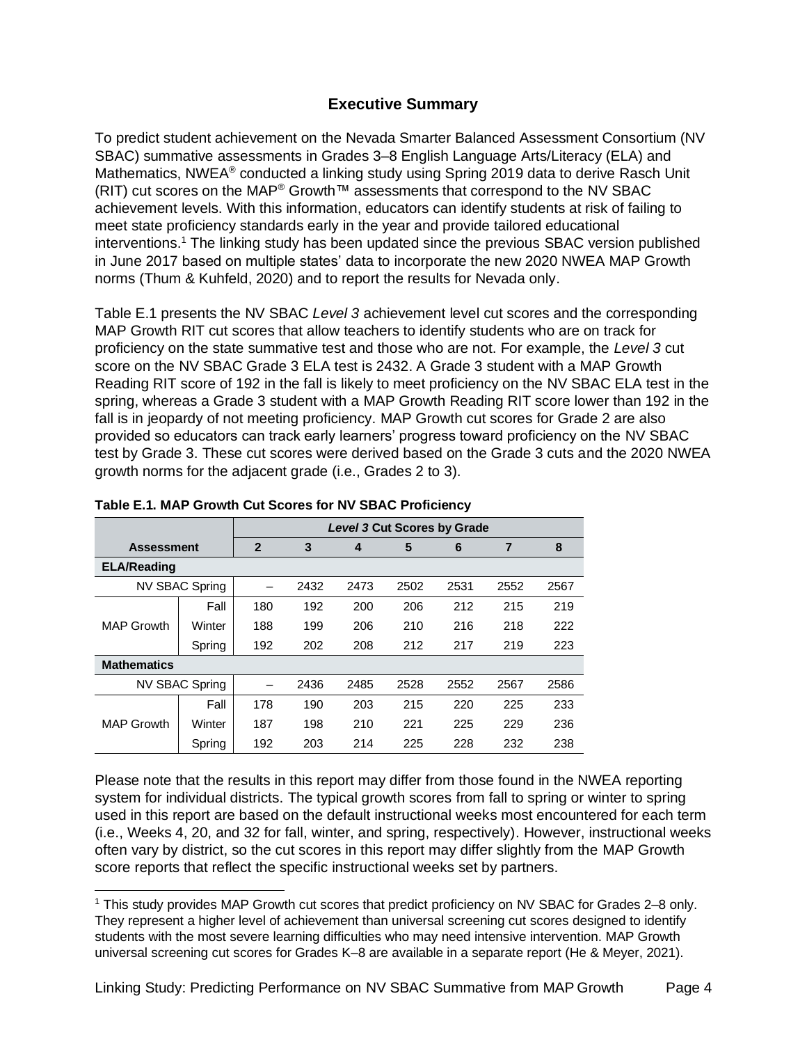## Executive Summary

To predict student achievement on the Nevada Smarter Balanced Assessment Consortium (NV SBAC) summative assessments in Grades 3–8 English Language Arts/Literacy (ELA) and Mathematics, NWEA® conducted a linking study using Spring 2019 data to derive Rasch Unit (RIT) cut scores on the MAP® Growth™ assessments that correspond to the NV SBAC achievement levels. With this information, educators can identify students at risk of failing to meet state proficiency standards early in the year and provide tailored educational interventions.[1] The linking study has been updated since the previous SBAC version published in June 2017 based on multiple states' data to incorporate the new 2020 NWEA MAP Growth norms (Thum & Kuhfeld, 2020) and to report the results for Nevada only.

Table E.1 presents the NV SBAC *Level 3* achievement level cut scores and the corresponding MAP Growth RIT cut scores that allow teachers to identify students who are on track for proficiency on the state summative test and those who are not. For example, the *Level 3* cut score on the NV SBAC Grade 3 ELA test is 2432. A Grade 3 student with a MAP Growth Reading RIT score of 192 in the fall is likely to meet proficiency on the NV SBAC ELA test in the spring, whereas a Grade 3 student with a MAP Growth Reading RIT score lower than 192 in the fall is in jeopardy of not meeting proficiency. MAP Growth cut scores for Grade 2 are also provided so educators can track early learners' progress toward proficiency on the NV SBAC test by Grade 3. These cut scores were derived based on the Grade 3 cuts and the 2020 NWEA growth norms for the adjacent grade (i.e., Grades 2 to 3).

**Table E.1. MAP Growth Cut Scores for NV SBAC Proficiency**

| Assessment | | *Level 3* Cut Scores by Grade | | | | | | |
|---|---|---|---|---|---|---|---|---|
| | | 2 | 3 | 4 | 5 | 6 | 7 | 8 |
| **ELA/Reading** | | | | | | | | |
| NV SBAC Spring | | – | 2432 | 2473 | 2502 | 2531 | 2552 | 2567 |
| MAP Growth | Fall | 180 | 192 | 200 | 206 | 212 | 215 | 219 |
| | Winter | 188 | 199 | 206 | 210 | 216 | 218 | 222 |
| | Spring | 192 | 202 | 208 | 212 | 217 | 219 | 223 |
| **Mathematics** | | | | | | | | |
| NV SBAC Spring | | – | 2436 | 2485 | 2528 | 2552 | 2567 | 2586 |
| MAP Growth | Fall | 178 | 190 | 203 | 215 | 220 | 225 | 233 |
| | Winter | 187 | 198 | 210 | 221 | 225 | 229 | 236 |
| | Spring | 192 | 203 | 214 | 225 | 228 | 232 | 238 |

Please note that the results in this report may differ from those found in the NWEA reporting system for individual districts. The typical growth scores from fall to spring or winter to spring used in this report are based on the default instructional weeks most encountered for each term (i.e., Weeks 4, 20, and 32 for fall, winter, and spring, respectively). However, instructional weeks often vary by district, so the cut scores in this report may differ slightly from the MAP Growth score reports that reflect the specific instructional weeks set by partners.

[1] This study provides MAP Growth cut scores that predict proficiency on NV SBAC for Grades 2–8 only. They represent a higher level of achievement than universal screening cut scores designed to identify students with the most severe learning difficulties who may need intensive intervention. MAP Growth universal screening cut scores for Grades K–8 are available in a separate report (He & Meyer, 2021).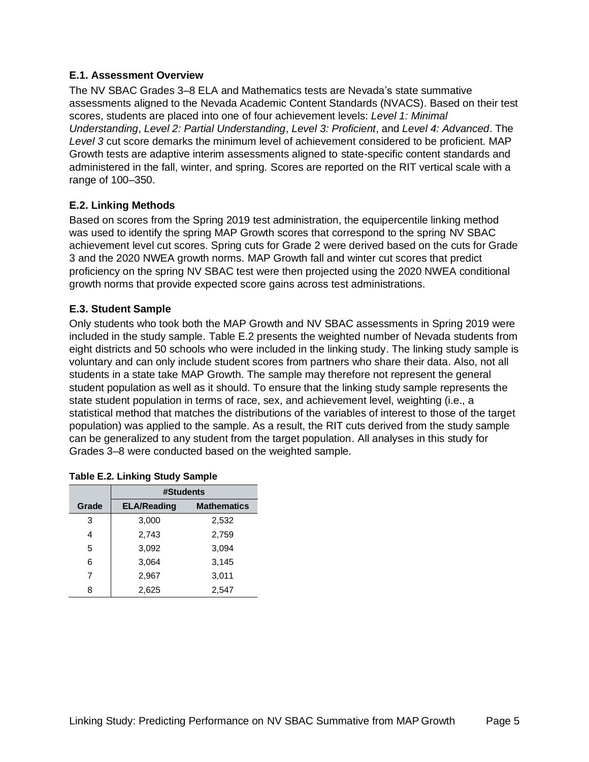### E.1. Assessment Overview

The NV SBAC Grades 3–8 ELA and Mathematics tests are Nevada's state summative assessments aligned to the Nevada Academic Content Standards (NVACS). Based on their test scores, students are placed into one of four achievement levels: *Level 1: Minimal Understanding*, *Level 2: Partial Understanding*, *Level 3: Proficient*, and *Level 4: Advanced*. The *Level 3* cut score demarks the minimum level of achievement considered to be proficient. MAP Growth tests are adaptive interim assessments aligned to state-specific content standards and administered in the fall, winter, and spring. Scores are reported on the RIT vertical scale with a range of 100–350.

### E.2. Linking Methods

Based on scores from the Spring 2019 test administration, the equipercentile linking method was used to identify the spring MAP Growth scores that correspond to the spring NV SBAC achievement level cut scores. Spring cuts for Grade 2 were derived based on the cuts for Grade 3 and the 2020 NWEA growth norms. MAP Growth fall and winter cut scores that predict proficiency on the spring NV SBAC test were then projected using the 2020 NWEA conditional growth norms that provide expected score gains across test administrations.

### E.3. Student Sample

Only students who took both the MAP Growth and NV SBAC assessments in Spring 2019 were included in the study sample. Table E.2 presents the weighted number of Nevada students from eight districts and 50 schools who were included in the linking study. The linking study sample is voluntary and can only include student scores from partners who share their data. Also, not all students in a state take MAP Growth. The sample may therefore not represent the general student population as well as it should. To ensure that the linking study sample represents the state student population in terms of race, sex, and achievement level, weighting (i.e., a statistical method that matches the distributions of the variables of interest to those of the target population) was applied to the sample. As a result, the RIT cuts derived from the study sample can be generalized to any student from the target population. All analyses in this study for Grades 3–8 were conducted based on the weighted sample.

**Table E.2. Linking Study Sample**

| | #Students | |
|---|---|---|
| **Grade** | **ELA/Reading** | **Mathematics** |
| 3 | 3,000 | 2,532 |
| 4 | 2,743 | 2,759 |
| 5 | 3,092 | 3,094 |
| 6 | 3,064 | 3,145 |
| 7 | 2,967 | 3,011 |
| 8 | 2,625 | 2,547 |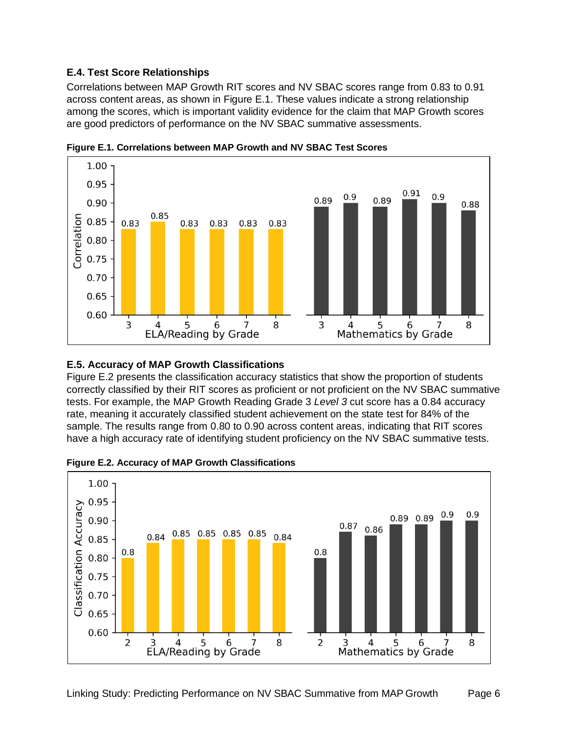### E.4. Test Score Relationships

Correlations between MAP Growth RIT scores and NV SBAC scores range from 0.83 to 0.91 across content areas, as shown in Figure E.1. These values indicate a strong relationship among the scores, which is important validity evidence for the claim that MAP Growth scores are good predictors of performance on the NV SBAC summative assessments.

**Figure E.1. Correlations between MAP Growth and NV SBAC Test Scores**

| Grade | ELA/Reading | Mathematics |
|---|---|---|
| 3 | 0.83 | 0.89 |
| 4 | 0.85 | 0.9 |
| 5 | 0.83 | 0.89 |
| 6 | 0.83 | 0.91 |
| 7 | 0.83 | 0.9 |
| 8 | 0.83 | 0.88 |

### E.5. Accuracy of MAP Growth Classifications

Figure E.2 presents the classification accuracy statistics that show the proportion of students correctly classified by their RIT scores as proficient or not proficient on the NV SBAC summative tests. For example, the MAP Growth Reading Grade 3 *Level 3* cut score has a 0.84 accuracy rate, meaning it accurately classified student achievement on the state test for 84% of the sample. The results range from 0.80 to 0.90 across content areas, indicating that RIT scores have a high accuracy rate of identifying student proficiency on the NV SBAC summative tests.

**Figure E.2. Accuracy of MAP Growth Classifications**

| Grade | ELA/Reading | Mathematics |
|---|---|---|
| 2 | 0.8 | 0.8 |
| 3 | 0.84 | 0.87 |
| 4 | 0.85 | 0.86 |
| 5 | 0.85 | 0.89 |
| 6 | 0.85 | 0.89 |
| 7 | 0.85 | 0.9 |
| 8 | 0.84 | 0.9 |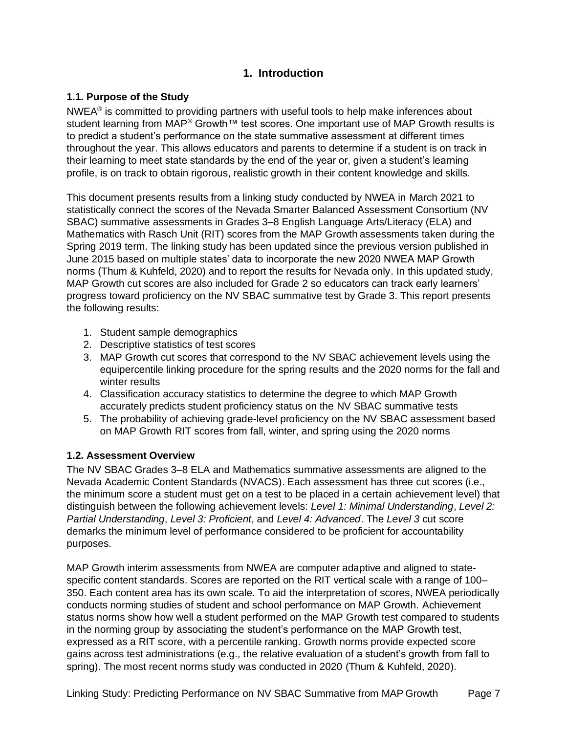# 1. Introduction

## 1.1. Purpose of the Study

NWEA® is committed to providing partners with useful tools to help make inferences about student learning from MAP® Growth™ test scores. One important use of MAP Growth results is to predict a student's performance on the state summative assessment at different times throughout the year. This allows educators and parents to determine if a student is on track in their learning to meet state standards by the end of the year or, given a student's learning profile, is on track to obtain rigorous, realistic growth in their content knowledge and skills.

This document presents results from a linking study conducted by NWEA in March 2021 to statistically connect the scores of the Nevada Smarter Balanced Assessment Consortium (NV SBAC) summative assessments in Grades 3–8 English Language Arts/Literacy (ELA) and Mathematics with Rasch Unit (RIT) scores from the MAP Growth assessments taken during the Spring 2019 term. The linking study has been updated since the previous version published in June 2015 based on multiple states' data to incorporate the new 2020 NWEA MAP Growth norms (Thum & Kuhfeld, 2020) and to report the results for Nevada only. In this updated study, MAP Growth cut scores are also included for Grade 2 so educators can track early learners' progress toward proficiency on the NV SBAC summative test by Grade 3. This report presents the following results:

1. Student sample demographics
2. Descriptive statistics of test scores
3. MAP Growth cut scores that correspond to the NV SBAC achievement levels using the equipercentile linking procedure for the spring results and the 2020 norms for the fall and winter results
4. Classification accuracy statistics to determine the degree to which MAP Growth accurately predicts student proficiency status on the NV SBAC summative tests
5. The probability of achieving grade-level proficiency on the NV SBAC assessment based on MAP Growth RIT scores from fall, winter, and spring using the 2020 norms

## 1.2. Assessment Overview

The NV SBAC Grades 3–8 ELA and Mathematics summative assessments are aligned to the Nevada Academic Content Standards (NVACS). Each assessment has three cut scores (i.e., the minimum score a student must get on a test to be placed in a certain achievement level) that distinguish between the following achievement levels: *Level 1: Minimal Understanding*, *Level 2: Partial Understanding*, *Level 3: Proficient*, and *Level 4: Advanced*. The *Level 3* cut score demarks the minimum level of performance considered to be proficient for accountability purposes.

MAP Growth interim assessments from NWEA are computer adaptive and aligned to state-specific content standards. Scores are reported on the RIT vertical scale with a range of 100–350. Each content area has its own scale. To aid the interpretation of scores, NWEA periodically conducts norming studies of student and school performance on MAP Growth. Achievement status norms show how well a student performed on the MAP Growth test compared to students in the norming group by associating the student's performance on the MAP Growth test, expressed as a RIT score, with a percentile ranking. Growth norms provide expected score gains across test administrations (e.g., the relative evaluation of a student's growth from fall to spring). The most recent norms study was conducted in 2020 (Thum & Kuhfeld, 2020).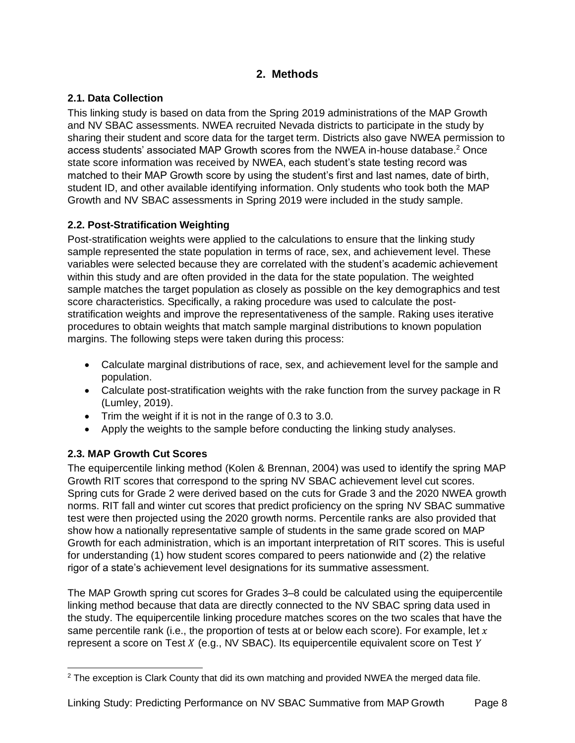## 2. Methods

### 2.1. Data Collection

This linking study is based on data from the Spring 2019 administrations of the MAP Growth and NV SBAC assessments. NWEA recruited Nevada districts to participate in the study by sharing their student and score data for the target term. Districts also gave NWEA permission to access students' associated MAP Growth scores from the NWEA in-house database.[2] Once state score information was received by NWEA, each student's state testing record was matched to their MAP Growth score by using the student's first and last names, date of birth, student ID, and other available identifying information. Only students who took both the MAP Growth and NV SBAC assessments in Spring 2019 were included in the study sample.

### 2.2. Post-Stratification Weighting

Post-stratification weights were applied to the calculations to ensure that the linking study sample represented the state population in terms of race, sex, and achievement level. These variables were selected because they are correlated with the student's academic achievement within this study and are often provided in the data for the state population. The weighted sample matches the target population as closely as possible on the key demographics and test score characteristics. Specifically, a raking procedure was used to calculate the post-stratification weights and improve the representativeness of the sample. Raking uses iterative procedures to obtain weights that match sample marginal distributions to known population margins. The following steps were taken during this process:

- Calculate marginal distributions of race, sex, and achievement level for the sample and population.
- Calculate post-stratification weights with the rake function from the survey package in R (Lumley, 2019).
- Trim the weight if it is not in the range of 0.3 to 3.0.
- Apply the weights to the sample before conducting the linking study analyses.

### 2.3. MAP Growth Cut Scores

The equipercentile linking method (Kolen & Brennan, 2004) was used to identify the spring MAP Growth RIT scores that correspond to the spring NV SBAC achievement level cut scores. Spring cuts for Grade 2 were derived based on the cuts for Grade 3 and the 2020 NWEA growth norms. RIT fall and winter cut scores that predict proficiency on the spring NV SBAC summative test were then projected using the 2020 growth norms. Percentile ranks are also provided that show how a nationally representative sample of students in the same grade scored on MAP Growth for each administration, which is an important interpretation of RIT scores. This is useful for understanding (1) how student scores compared to peers nationwide and (2) the relative rigor of a state's achievement level designations for its summative assessment.

The MAP Growth spring cut scores for Grades 3–8 could be calculated using the equipercentile linking method because that data are directly connected to the NV SBAC spring data used in the study. The equipercentile linking procedure matches scores on the two scales that have the same percentile rank (i.e., the proportion of tests at or below each score). For example, let $x$ represent a score on Test $X$ (e.g., NV SBAC). Its equipercentile equivalent score on Test $Y$

[2] The exception is Clark County that did its own matching and provided NWEA the merged data file.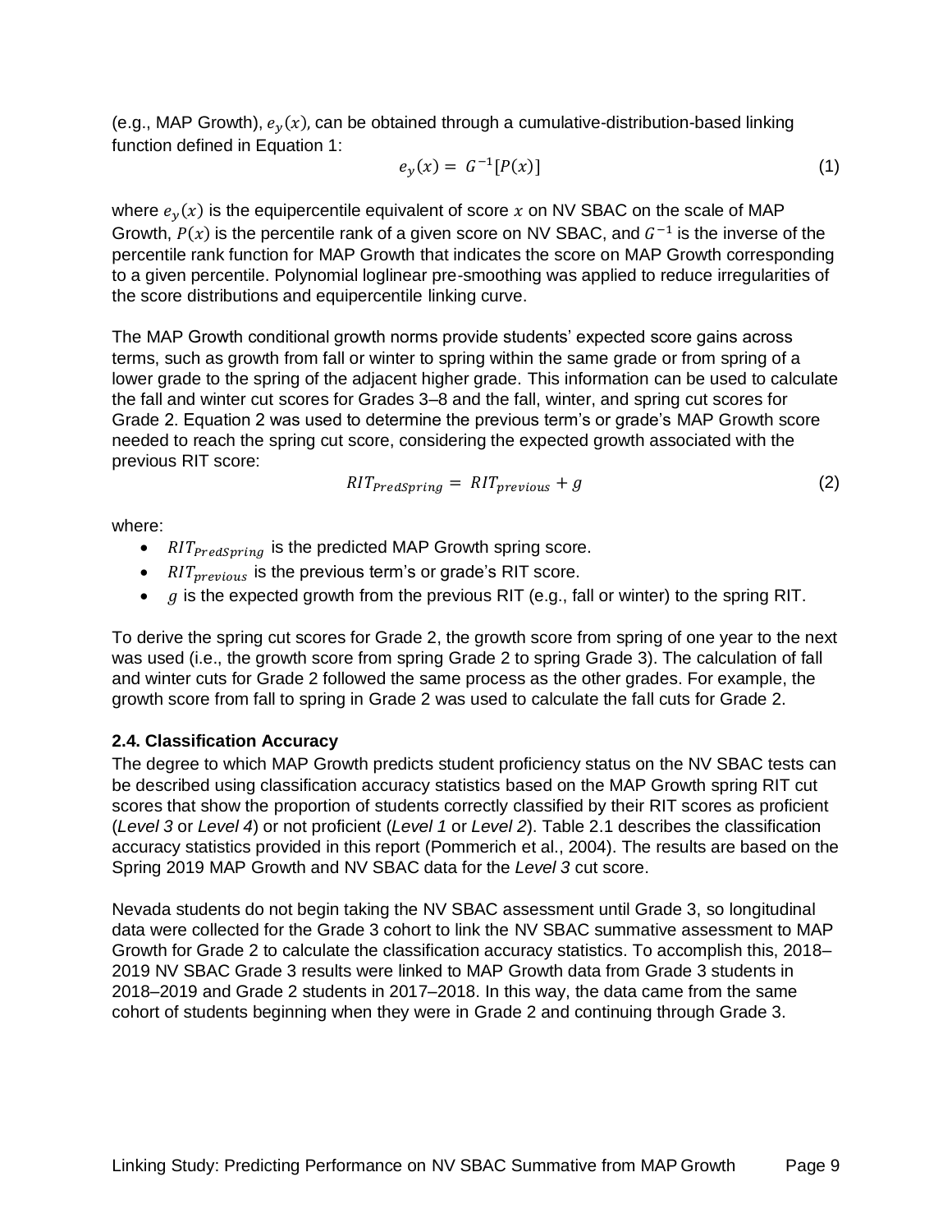(e.g., MAP Growth), $e_y(x)$, can be obtained through a cumulative-distribution-based linking function defined in Equation 1:

$$e_y(x) = G^{-1}[P(x)] \tag{1}$$

where $e_y(x)$ is the equipercentile equivalent of score $x$ on NV SBAC on the scale of MAP Growth, $P(x)$ is the percentile rank of a given score on NV SBAC, and $G^{-1}$ is the inverse of the percentile rank function for MAP Growth that indicates the score on MAP Growth corresponding to a given percentile. Polynomial loglinear pre-smoothing was applied to reduce irregularities of the score distributions and equipercentile linking curve.

The MAP Growth conditional growth norms provide students' expected score gains across terms, such as growth from fall or winter to spring within the same grade or from spring of a lower grade to the spring of the adjacent higher grade. This information can be used to calculate the fall and winter cut scores for Grades 3–8 and the fall, winter, and spring cut scores for Grade 2. Equation 2 was used to determine the previous term's or grade's MAP Growth score needed to reach the spring cut score, considering the expected growth associated with the previous RIT score:

$$RIT_{PredSpring} = RIT_{previous} + g \tag{2}$$

where:

- $RIT_{PredSpring}$ is the predicted MAP Growth spring score.
- $RIT_{previous}$ is the previous term's or grade's RIT score.
- $g$ is the expected growth from the previous RIT (e.g., fall or winter) to the spring RIT.

To derive the spring cut scores for Grade 2, the growth score from spring of one year to the next was used (i.e., the growth score from spring Grade 2 to spring Grade 3). The calculation of fall and winter cuts for Grade 2 followed the same process as the other grades. For example, the growth score from fall to spring in Grade 2 was used to calculate the fall cuts for Grade 2.

### 2.4. Classification Accuracy

The degree to which MAP Growth predicts student proficiency status on the NV SBAC tests can be described using classification accuracy statistics based on the MAP Growth spring RIT cut scores that show the proportion of students correctly classified by their RIT scores as proficient (*Level 3* or *Level 4*) or not proficient (*Level 1* or *Level 2*). Table 2.1 describes the classification accuracy statistics provided in this report (Pommerich et al., 2004). The results are based on the Spring 2019 MAP Growth and NV SBAC data for the *Level 3* cut score.

Nevada students do not begin taking the NV SBAC assessment until Grade 3, so longitudinal data were collected for the Grade 3 cohort to link the NV SBAC summative assessment to MAP Growth for Grade 2 to calculate the classification accuracy statistics. To accomplish this, 2018–2019 NV SBAC Grade 3 results were linked to MAP Growth data from Grade 3 students in 2018–2019 and Grade 2 students in 2017–2018. In this way, the data came from the same cohort of students beginning when they were in Grade 2 and continuing through Grade 3.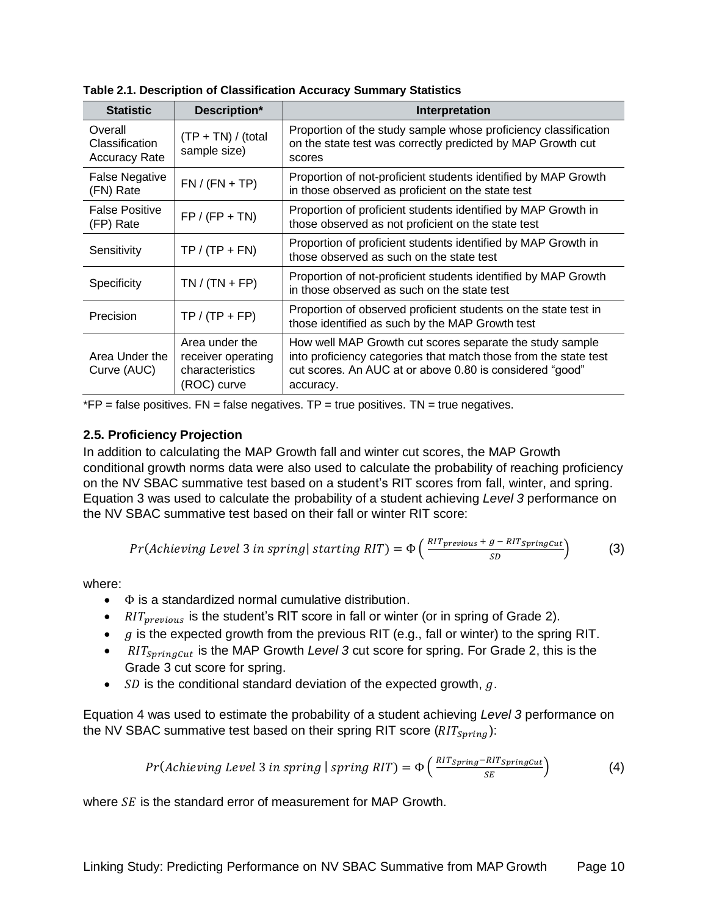**Table 2.1. Description of Classification Accuracy Summary Statistics**

| Statistic | Description* | Interpretation |
|---|---|---|
| Overall Classification Accuracy Rate | (TP + TN) / (total sample size) | Proportion of the study sample whose proficiency classification on the state test was correctly predicted by MAP Growth cut scores |
| False Negative (FN) Rate | FN / (FN + TP) | Proportion of not-proficient students identified by MAP Growth in those observed as proficient on the state test |
| False Positive (FP) Rate | FP / (FP + TN) | Proportion of proficient students identified by MAP Growth in those observed as not proficient on the state test |
| Sensitivity | TP / (TP + FN) | Proportion of proficient students identified by MAP Growth in those observed as such on the state test |
| Specificity | TN / (TN + FP) | Proportion of not-proficient students identified by MAP Growth in those observed as such on the state test |
| Precision | TP / (TP + FP) | Proportion of observed proficient students on the state test in those identified as such by the MAP Growth test |
| Area Under the Curve (AUC) | Area under the receiver operating characteristics (ROC) curve | How well MAP Growth cut scores separate the study sample into proficiency categories that match those from the state test cut scores. An AUC at or above 0.80 is considered "good" accuracy. |

*FP = false positives. FN = false negatives. TP = true positives. TN = true negatives.

### 2.5. Proficiency Projection

In addition to calculating the MAP Growth fall and winter cut scores, the MAP Growth conditional growth norms data were also used to calculate the probability of reaching proficiency on the NV SBAC summative test based on a student's RIT scores from fall, winter, and spring. Equation 3 was used to calculate the probability of a student achieving *Level 3* performance on the NV SBAC summative test based on their fall or winter RIT score:

$$Pr(Achieving\ Level\ 3\ in\ spring |\ starting\ RIT) = \Phi\left(\frac{RIT_{previous} + g - RIT_{SpringCut}}{SD}\right) \tag{3}$$

where:

- $\Phi$ is a standardized normal cumulative distribution.
- $RIT_{previous}$ is the student's RIT score in fall or winter (or in spring of Grade 2).
- $g$ is the expected growth from the previous RIT (e.g., fall or winter) to the spring RIT.
- $RIT_{SpringCut}$ is the MAP Growth *Level 3* cut score for spring. For Grade 2, this is the Grade 3 cut score for spring.
- $SD$ is the conditional standard deviation of the expected growth, $g$.

Equation 4 was used to estimate the probability of a student achieving *Level 3* performance on the NV SBAC summative test based on their spring RIT score ($RIT_{Spring}$):

$$Pr(Achieving\ Level\ 3\ in\ spring\ |\ spring\ RIT) = \Phi\left(\frac{RIT_{Spring} - RIT_{SpringCut}}{SE}\right) \tag{4}$$

where $SE$ is the standard error of measurement for MAP Growth.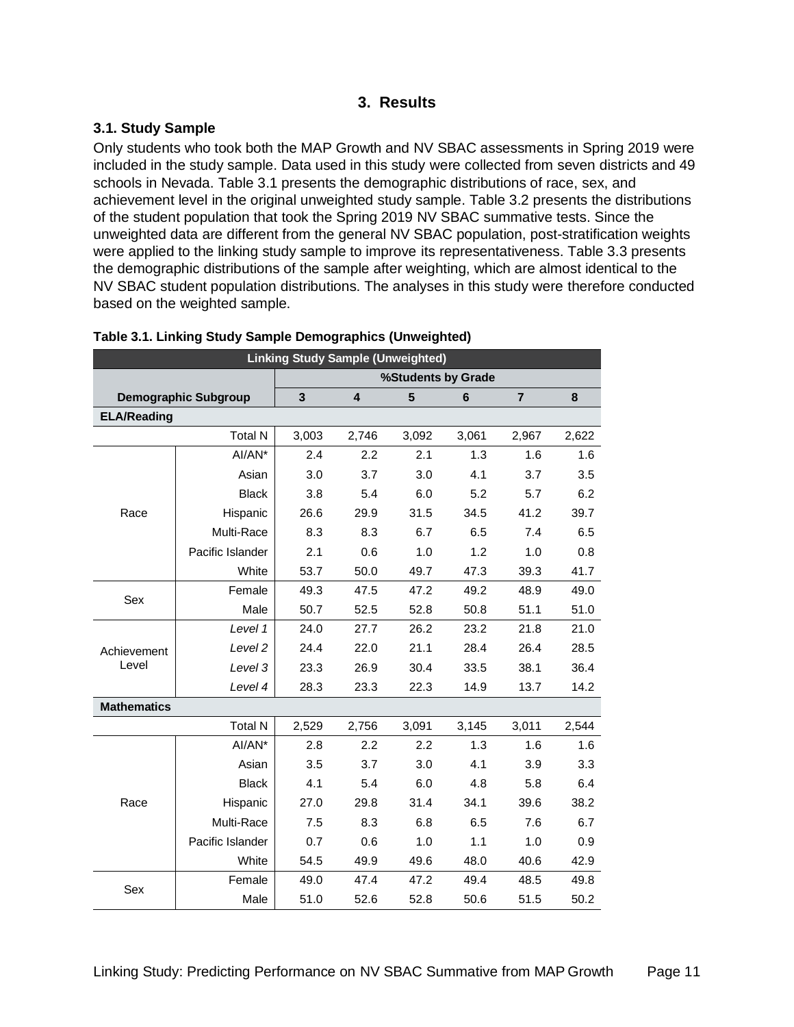## 3. Results

### 3.1. Study Sample

Only students who took both the MAP Growth and NV SBAC assessments in Spring 2019 were included in the study sample. Data used in this study were collected from seven districts and 49 schools in Nevada. Table 3.1 presents the demographic distributions of race, sex, and achievement level in the original unweighted study sample. Table 3.2 presents the distributions of the student population that took the Spring 2019 NV SBAC summative tests. Since the unweighted data are different from the general NV SBAC population, post-stratification weights were applied to the linking study sample to improve its representativeness. Table 3.3 presents the demographic distributions of the sample after weighting, which are almost identical to the NV SBAC student population distributions. The analyses in this study were therefore conducted based on the weighted sample.

**Table 3.1. Linking Study Sample Demographics (Unweighted)**

| Linking Study Sample (Unweighted) | | | | | | | |
|---|---|---|---|---|---|---|---|
| | | %Students by Grade | | | | | |
| **Demographic Subgroup** | | **3** | **4** | **5** | **6** | **7** | **8** |
| **ELA/Reading** | | | | | | | |
| | Total N | 3,003 | 2,746 | 3,092 | 3,061 | 2,967 | 2,622 |
| Race | AI/AN* | 2.4 | 2.2 | 2.1 | 1.3 | 1.6 | 1.6 |
| | Asian | 3.0 | 3.7 | 3.0 | 4.1 | 3.7 | 3.5 |
| | Black | 3.8 | 5.4 | 6.0 | 5.2 | 5.7 | 6.2 |
| | Hispanic | 26.6 | 29.9 | 31.5 | 34.5 | 41.2 | 39.7 |
| | Multi-Race | 8.3 | 8.3 | 6.7 | 6.5 | 7.4 | 6.5 |
| | Pacific Islander | 2.1 | 0.6 | 1.0 | 1.2 | 1.0 | 0.8 |
| | White | 53.7 | 50.0 | 49.7 | 47.3 | 39.3 | 41.7 |
| Sex | Female | 49.3 | 47.5 | 47.2 | 49.2 | 48.9 | 49.0 |
| | Male | 50.7 | 52.5 | 52.8 | 50.8 | 51.1 | 51.0 |
| Achievement Level | *Level 1* | 24.0 | 27.7 | 26.2 | 23.2 | 21.8 | 21.0 |
| | *Level 2* | 24.4 | 22.0 | 21.1 | 28.4 | 26.4 | 28.5 |
| | *Level 3* | 23.3 | 26.9 | 30.4 | 33.5 | 38.1 | 36.4 |
| | *Level 4* | 28.3 | 23.3 | 22.3 | 14.9 | 13.7 | 14.2 |
| **Mathematics** | | | | | | | |
| | Total N | 2,529 | 2,756 | 3,091 | 3,145 | 3,011 | 2,544 |
| Race | AI/AN* | 2.8 | 2.2 | 2.2 | 1.3 | 1.6 | 1.6 |
| | Asian | 3.5 | 3.7 | 3.0 | 4.1 | 3.9 | 3.3 |
| | Black | 4.1 | 5.4 | 6.0 | 4.8 | 5.8 | 6.4 |
| | Hispanic | 27.0 | 29.8 | 31.4 | 34.1 | 39.6 | 38.2 |
| | Multi-Race | 7.5 | 8.3 | 6.8 | 6.5 | 7.6 | 6.7 |
| | Pacific Islander | 0.7 | 0.6 | 1.0 | 1.1 | 1.0 | 0.9 |
| | White | 54.5 | 49.9 | 49.6 | 48.0 | 40.6 | 42.9 |
| Sex | Female | 49.0 | 47.4 | 47.2 | 49.4 | 48.5 | 49.8 |
| | Male | 51.0 | 52.6 | 52.8 | 50.6 | 51.5 | 50.2 |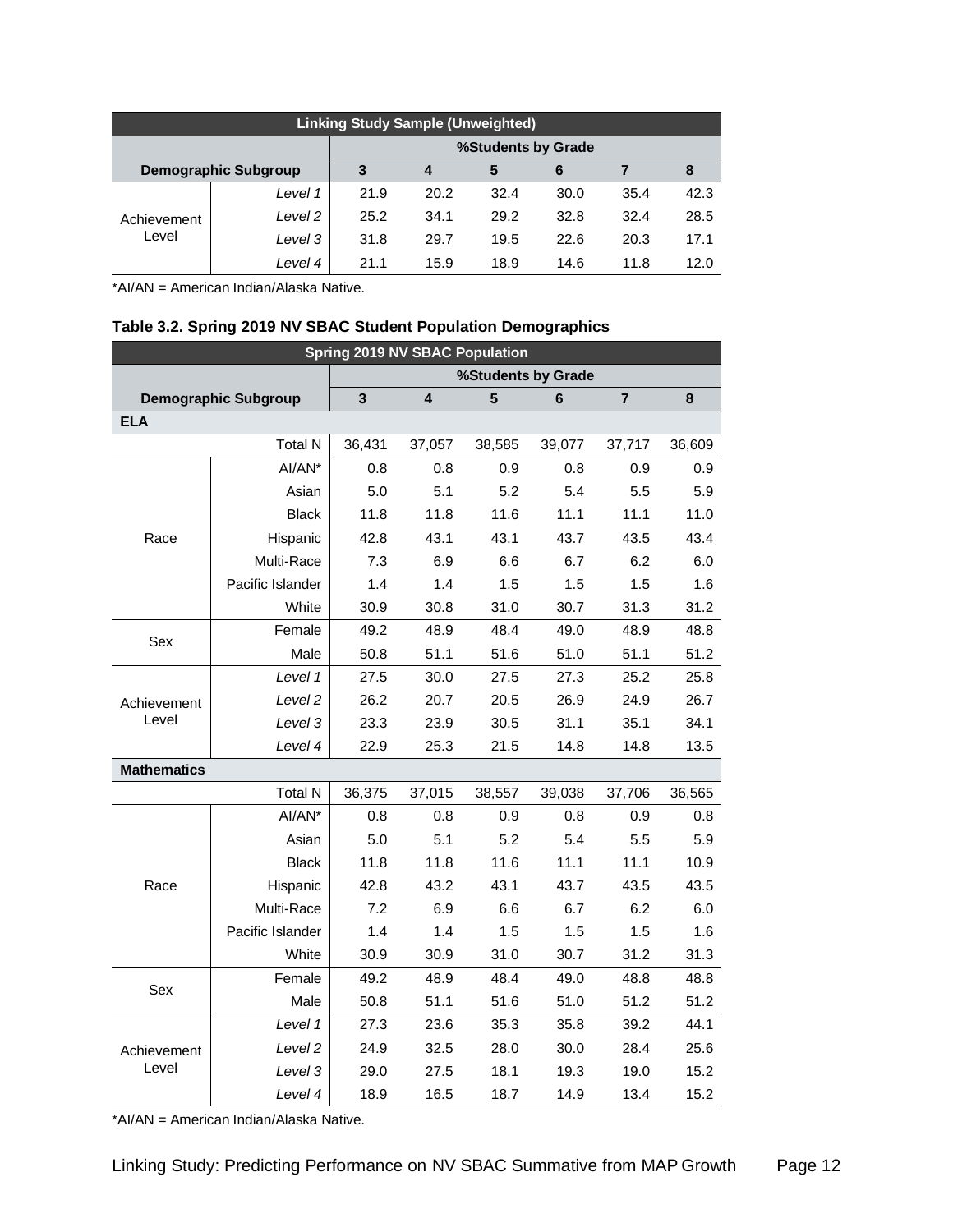| Linking Study Sample (Unweighted) | | | | | | | |
|---|---|---|---|---|---|---|---|
| | | %Students by Grade | | | | | |
| Demographic Subgroup | | 3 | 4 | 5 | 6 | 7 | 8 |
| Achievement Level | *Level 1* | 21.9 | 20.2 | 32.4 | 30.0 | 35.4 | 42.3 |
| | *Level 2* | 25.2 | 34.1 | 29.2 | 32.8 | 32.4 | 28.5 |
| | *Level 3* | 31.8 | 29.7 | 19.5 | 22.6 | 20.3 | 17.1 |
| | *Level 4* | 21.1 | 15.9 | 18.9 | 14.6 | 11.8 | 12.0 |

*AI/AN = American Indian/Alaska Native.

**Table 3.2. Spring 2019 NV SBAC Student Population Demographics**

| Spring 2019 NV SBAC Population | | | | | | | |
|---|---|---|---|---|---|---|---|
| | | %Students by Grade | | | | | |
| Demographic Subgroup | | 3 | 4 | 5 | 6 | 7 | 8 |
| **ELA** | | | | | | | |
| | Total N | 36,431 | 37,057 | 38,585 | 39,077 | 37,717 | 36,609 |
| Race | AI/AN* | 0.8 | 0.8 | 0.9 | 0.8 | 0.9 | 0.9 |
| | Asian | 5.0 | 5.1 | 5.2 | 5.4 | 5.5 | 5.9 |
| | Black | 11.8 | 11.8 | 11.6 | 11.1 | 11.1 | 11.0 |
| | Hispanic | 42.8 | 43.1 | 43.1 | 43.7 | 43.5 | 43.4 |
| | Multi-Race | 7.3 | 6.9 | 6.6 | 6.7 | 6.2 | 6.0 |
| | Pacific Islander | 1.4 | 1.4 | 1.5 | 1.5 | 1.5 | 1.6 |
| | White | 30.9 | 30.8 | 31.0 | 30.7 | 31.3 | 31.2 |
| Sex | Female | 49.2 | 48.9 | 48.4 | 49.0 | 48.9 | 48.8 |
| | Male | 50.8 | 51.1 | 51.6 | 51.0 | 51.1 | 51.2 |
| Achievement Level | *Level 1* | 27.5 | 30.0 | 27.5 | 27.3 | 25.2 | 25.8 |
| | *Level 2* | 26.2 | 20.7 | 20.5 | 26.9 | 24.9 | 26.7 |
| | *Level 3* | 23.3 | 23.9 | 30.5 | 31.1 | 35.1 | 34.1 |
| | *Level 4* | 22.9 | 25.3 | 21.5 | 14.8 | 14.8 | 13.5 |
| **Mathematics** | | | | | | | |
| | Total N | 36,375 | 37,015 | 38,557 | 39,038 | 37,706 | 36,565 |
| Race | AI/AN* | 0.8 | 0.8 | 0.9 | 0.8 | 0.9 | 0.8 |
| | Asian | 5.0 | 5.1 | 5.2 | 5.4 | 5.5 | 5.9 |
| | Black | 11.8 | 11.8 | 11.6 | 11.1 | 11.1 | 10.9 |
| | Hispanic | 42.8 | 43.2 | 43.1 | 43.7 | 43.5 | 43.5 |
| | Multi-Race | 7.2 | 6.9 | 6.6 | 6.7 | 6.2 | 6.0 |
| | Pacific Islander | 1.4 | 1.4 | 1.5 | 1.5 | 1.5 | 1.6 |
| | White | 30.9 | 30.9 | 31.0 | 30.7 | 31.2 | 31.3 |
| Sex | Female | 49.2 | 48.9 | 48.4 | 49.0 | 48.8 | 48.8 |
| | Male | 50.8 | 51.1 | 51.6 | 51.0 | 51.2 | 51.2 |
| Achievement Level | *Level 1* | 27.3 | 23.6 | 35.3 | 35.8 | 39.2 | 44.1 |
| | *Level 2* | 24.9 | 32.5 | 28.0 | 30.0 | 28.4 | 25.6 |
| | *Level 3* | 29.0 | 27.5 | 18.1 | 19.3 | 19.0 | 15.2 |
| | *Level 4* | 18.9 | 16.5 | 18.7 | 14.9 | 13.4 | 15.2 |

*AI/AN = American Indian/Alaska Native.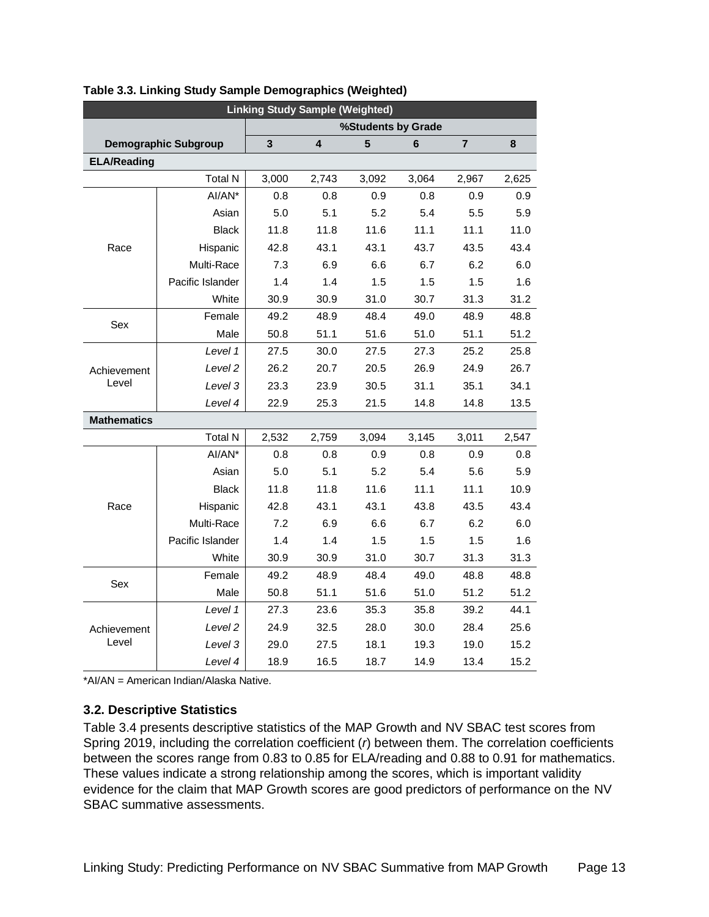**Table 3.3. Linking Study Sample Demographics (Weighted)**

| Linking Study Sample (Weighted) | | | | | | | |
|---|---|---|---|---|---|---|---|
| | | %Students by Grade | | | | | |
| Demographic Subgroup | | 3 | 4 | 5 | 6 | 7 | 8 |
| **ELA/Reading** | | | | | | | |
| | Total N | 3,000 | 2,743 | 3,092 | 3,064 | 2,967 | 2,625 |
| Race | AI/AN* | 0.8 | 0.8 | 0.9 | 0.8 | 0.9 | 0.9 |
| | Asian | 5.0 | 5.1 | 5.2 | 5.4 | 5.5 | 5.9 |
| | Black | 11.8 | 11.8 | 11.6 | 11.1 | 11.1 | 11.0 |
| | Hispanic | 42.8 | 43.1 | 43.1 | 43.7 | 43.5 | 43.4 |
| | Multi-Race | 7.3 | 6.9 | 6.6 | 6.7 | 6.2 | 6.0 |
| | Pacific Islander | 1.4 | 1.4 | 1.5 | 1.5 | 1.5 | 1.6 |
| | White | 30.9 | 30.9 | 31.0 | 30.7 | 31.3 | 31.2 |
| Sex | Female | 49.2 | 48.9 | 48.4 | 49.0 | 48.9 | 48.8 |
| | Male | 50.8 | 51.1 | 51.6 | 51.0 | 51.1 | 51.2 |
| Achievement Level | *Level 1* | 27.5 | 30.0 | 27.5 | 27.3 | 25.2 | 25.8 |
| | *Level 2* | 26.2 | 20.7 | 20.5 | 26.9 | 24.9 | 26.7 |
| | *Level 3* | 23.3 | 23.9 | 30.5 | 31.1 | 35.1 | 34.1 |
| | *Level 4* | 22.9 | 25.3 | 21.5 | 14.8 | 14.8 | 13.5 |
| **Mathematics** | | | | | | | |
| | Total N | 2,532 | 2,759 | 3,094 | 3,145 | 3,011 | 2,547 |
| Race | AI/AN* | 0.8 | 0.8 | 0.9 | 0.8 | 0.9 | 0.8 |
| | Asian | 5.0 | 5.1 | 5.2 | 5.4 | 5.6 | 5.9 |
| | Black | 11.8 | 11.8 | 11.6 | 11.1 | 11.1 | 10.9 |
| | Hispanic | 42.8 | 43.1 | 43.1 | 43.8 | 43.5 | 43.4 |
| | Multi-Race | 7.2 | 6.9 | 6.6 | 6.7 | 6.2 | 6.0 |
| | Pacific Islander | 1.4 | 1.4 | 1.5 | 1.5 | 1.5 | 1.6 |
| | White | 30.9 | 30.9 | 31.0 | 30.7 | 31.3 | 31.3 |
| Sex | Female | 49.2 | 48.9 | 48.4 | 49.0 | 48.8 | 48.8 |
| | Male | 50.8 | 51.1 | 51.6 | 51.0 | 51.2 | 51.2 |
| Achievement Level | *Level 1* | 27.3 | 23.6 | 35.3 | 35.8 | 39.2 | 44.1 |
| | *Level 2* | 24.9 | 32.5 | 28.0 | 30.0 | 28.4 | 25.6 |
| | *Level 3* | 29.0 | 27.5 | 18.1 | 19.3 | 19.0 | 15.2 |
| | *Level 4* | 18.9 | 16.5 | 18.7 | 14.9 | 13.4 | 15.2 |

*AI/AN = American Indian/Alaska Native.

### 3.2. Descriptive Statistics

Table 3.4 presents descriptive statistics of the MAP Growth and NV SBAC test scores from Spring 2019, including the correlation coefficient (*r*) between them. The correlation coefficients between the scores range from 0.83 to 0.85 for ELA/reading and 0.88 to 0.91 for mathematics. These values indicate a strong relationship among the scores, which is important validity evidence for the claim that MAP Growth scores are good predictors of performance on the NV SBAC summative assessments.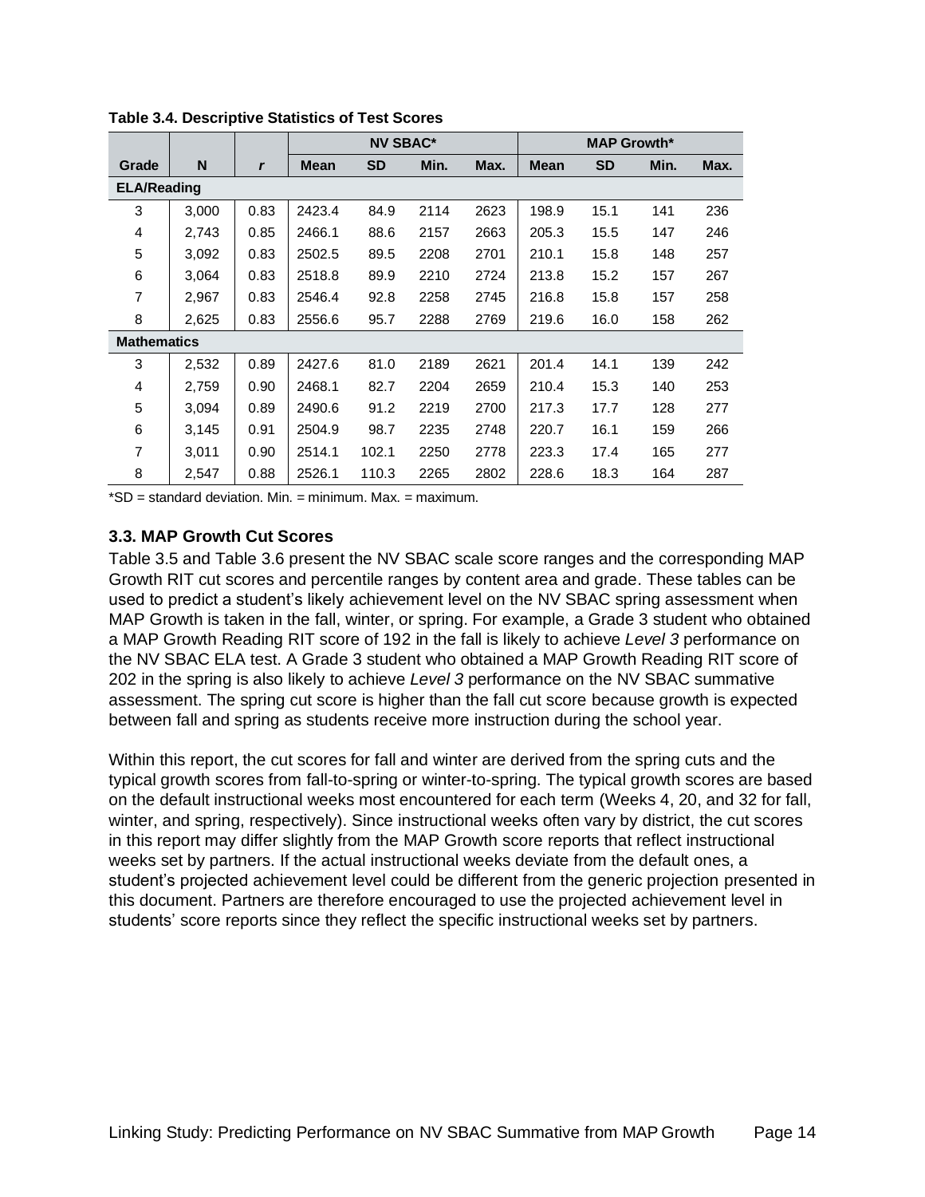**Table 3.4. Descriptive Statistics of Test Scores**

| | | | NV SBAC* | | | | MAP Growth* | | | |
|---|---|---|---|---|---|---|---|---|---|---|
| **Grade** | **N** | ***r*** | **Mean** | **SD** | **Min.** | **Max.** | **Mean** | **SD** | **Min.** | **Max.** |
| **ELA/Reading** | | | | | | | | | | |
| 3 | 3,000 | 0.83 | 2423.4 | 84.9 | 2114 | 2623 | 198.9 | 15.1 | 141 | 236 |
| 4 | 2,743 | 0.85 | 2466.1 | 88.6 | 2157 | 2663 | 205.3 | 15.5 | 147 | 246 |
| 5 | 3,092 | 0.83 | 2502.5 | 89.5 | 2208 | 2701 | 210.1 | 15.8 | 148 | 257 |
| 6 | 3,064 | 0.83 | 2518.8 | 89.9 | 2210 | 2724 | 213.8 | 15.2 | 157 | 267 |
| 7 | 2,967 | 0.83 | 2546.4 | 92.8 | 2258 | 2745 | 216.8 | 15.8 | 157 | 258 |
| 8 | 2,625 | 0.83 | 2556.6 | 95.7 | 2288 | 2769 | 219.6 | 16.0 | 158 | 262 |
| **Mathematics** | | | | | | | | | | |
| 3 | 2,532 | 0.89 | 2427.6 | 81.0 | 2189 | 2621 | 201.4 | 14.1 | 139 | 242 |
| 4 | 2,759 | 0.90 | 2468.1 | 82.7 | 2204 | 2659 | 210.4 | 15.3 | 140 | 253 |
| 5 | 3,094 | 0.89 | 2490.6 | 91.2 | 2219 | 2700 | 217.3 | 17.7 | 128 | 277 |
| 6 | 3,145 | 0.91 | 2504.9 | 98.7 | 2235 | 2748 | 220.7 | 16.1 | 159 | 266 |
| 7 | 3,011 | 0.90 | 2514.1 | 102.1 | 2250 | 2778 | 223.3 | 17.4 | 165 | 277 |
| 8 | 2,547 | 0.88 | 2526.1 | 110.3 | 2265 | 2802 | 228.6 | 18.3 | 164 | 287 |

*SD = standard deviation. Min. = minimum. Max. = maximum.

### 3.3. MAP Growth Cut Scores

Table 3.5 and Table 3.6 present the NV SBAC scale score ranges and the corresponding MAP Growth RIT cut scores and percentile ranges by content area and grade. These tables can be used to predict a student's likely achievement level on the NV SBAC spring assessment when MAP Growth is taken in the fall, winter, or spring. For example, a Grade 3 student who obtained a MAP Growth Reading RIT score of 192 in the fall is likely to achieve *Level 3* performance on the NV SBAC ELA test. A Grade 3 student who obtained a MAP Growth Reading RIT score of 202 in the spring is also likely to achieve *Level 3* performance on the NV SBAC summative assessment. The spring cut score is higher than the fall cut score because growth is expected between fall and spring as students receive more instruction during the school year.

Within this report, the cut scores for fall and winter are derived from the spring cuts and the typical growth scores from fall-to-spring or winter-to-spring. The typical growth scores are based on the default instructional weeks most encountered for each term (Weeks 4, 20, and 32 for fall, winter, and spring, respectively). Since instructional weeks often vary by district, the cut scores in this report may differ slightly from the MAP Growth score reports that reflect instructional weeks set by partners. If the actual instructional weeks deviate from the default ones, a student's projected achievement level could be different from the generic projection presented in this document. Partners are therefore encouraged to use the projected achievement level in students' score reports since they reflect the specific instructional weeks set by partners.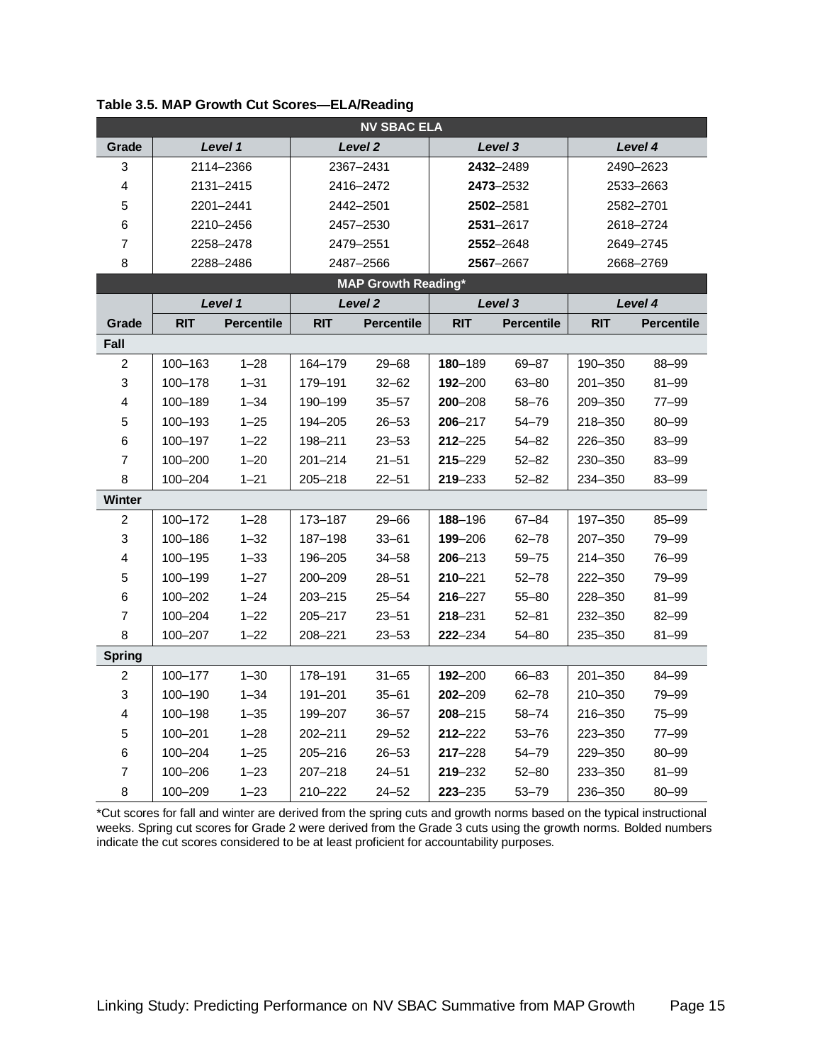**Table 3.5. MAP Growth Cut Scores—ELA/Reading**

| NV SBAC ELA | | | | | | | | |
|---|---|---|---|---|---|---|---|---|
| **Grade** | ***Level 1*** | | ***Level 2*** | | ***Level 3*** | | ***Level 4*** | |
| 3 | 2114–2366 | | 2367–2431 | | **2432**–2489 | | 2490–2623 | |
| 4 | 2131–2415 | | 2416–2472 | | **2473**–2532 | | 2533–2663 | |
| 5 | 2201–2441 | | 2442–2501 | | **2502**–2581 | | 2582–2701 | |
| 6 | 2210–2456 | | 2457–2530 | | **2531**–2617 | | 2618–2724 | |
| 7 | 2258–2478 | | 2479–2551 | | **2552**–2648 | | 2649–2745 | |
| 8 | 2288–2486 | | 2487–2566 | | **2567**–2667 | | 2668–2769 | |
| **MAP Growth Reading*** | | | | | | | | |
| | ***Level 1*** | | ***Level 2*** | | ***Level 3*** | | ***Level 4*** | |
| **Grade** | **RIT** | **Percentile** | **RIT** | **Percentile** | **RIT** | **Percentile** | **RIT** | **Percentile** |
| **Fall** | | | | | | | | |
| 2 | 100–163 | 1–28 | 164–179 | 29–68 | **180**–189 | 69–87 | 190–350 | 88–99 |
| 3 | 100–178 | 1–31 | 179–191 | 32–62 | **192**–200 | 63–80 | 201–350 | 81–99 |
| 4 | 100–189 | 1–34 | 190–199 | 35–57 | **200**–208 | 58–76 | 209–350 | 77–99 |
| 5 | 100–193 | 1–25 | 194–205 | 26–53 | **206**–217 | 54–79 | 218–350 | 80–99 |
| 6 | 100–197 | 1–22 | 198–211 | 23–53 | **212**–225 | 54–82 | 226–350 | 83–99 |
| 7 | 100–200 | 1–20 | 201–214 | 21–51 | **215**–229 | 52–82 | 230–350 | 83–99 |
| 8 | 100–204 | 1–21 | 205–218 | 22–51 | **219**–233 | 52–82 | 234–350 | 83–99 |
| **Winter** | | | | | | | | |
| 2 | 100–172 | 1–28 | 173–187 | 29–66 | **188**–196 | 67–84 | 197–350 | 85–99 |
| 3 | 100–186 | 1–32 | 187–198 | 33–61 | **199**–206 | 62–78 | 207–350 | 79–99 |
| 4 | 100–195 | 1–33 | 196–205 | 34–58 | **206**–213 | 59–75 | 214–350 | 76–99 |
| 5 | 100–199 | 1–27 | 200–209 | 28–51 | **210**–221 | 52–78 | 222–350 | 79–99 |
| 6 | 100–202 | 1–24 | 203–215 | 25–54 | **216**–227 | 55–80 | 228–350 | 81–99 |
| 7 | 100–204 | 1–22 | 205–217 | 23–51 | **218**–231 | 52–81 | 232–350 | 82–99 |
| 8 | 100–207 | 1–22 | 208–221 | 23–53 | **222**–234 | 54–80 | 235–350 | 81–99 |
| **Spring** | | | | | | | | |
| 2 | 100–177 | 1–30 | 178–191 | 31–65 | **192**–200 | 66–83 | 201–350 | 84–99 |
| 3 | 100–190 | 1–34 | 191–201 | 35–61 | **202**–209 | 62–78 | 210–350 | 79–99 |
| 4 | 100–198 | 1–35 | 199–207 | 36–57 | **208**–215 | 58–74 | 216–350 | 75–99 |
| 5 | 100–201 | 1–28 | 202–211 | 29–52 | **212**–222 | 53–76 | 223–350 | 77–99 |
| 6 | 100–204 | 1–25 | 205–216 | 26–53 | **217**–228 | 54–79 | 229–350 | 80–99 |
| 7 | 100–206 | 1–23 | 207–218 | 24–51 | **219**–232 | 52–80 | 233–350 | 81–99 |
| 8 | 100–209 | 1–23 | 210–222 | 24–52 | **223**–235 | 53–79 | 236–350 | 80–99 |

*Cut scores for fall and winter are derived from the spring cuts and growth norms based on the typical instructional weeks. Spring cut scores for Grade 2 were derived from the Grade 3 cuts using the growth norms. Bolded numbers indicate the cut scores considered to be at least proficient for accountability purposes.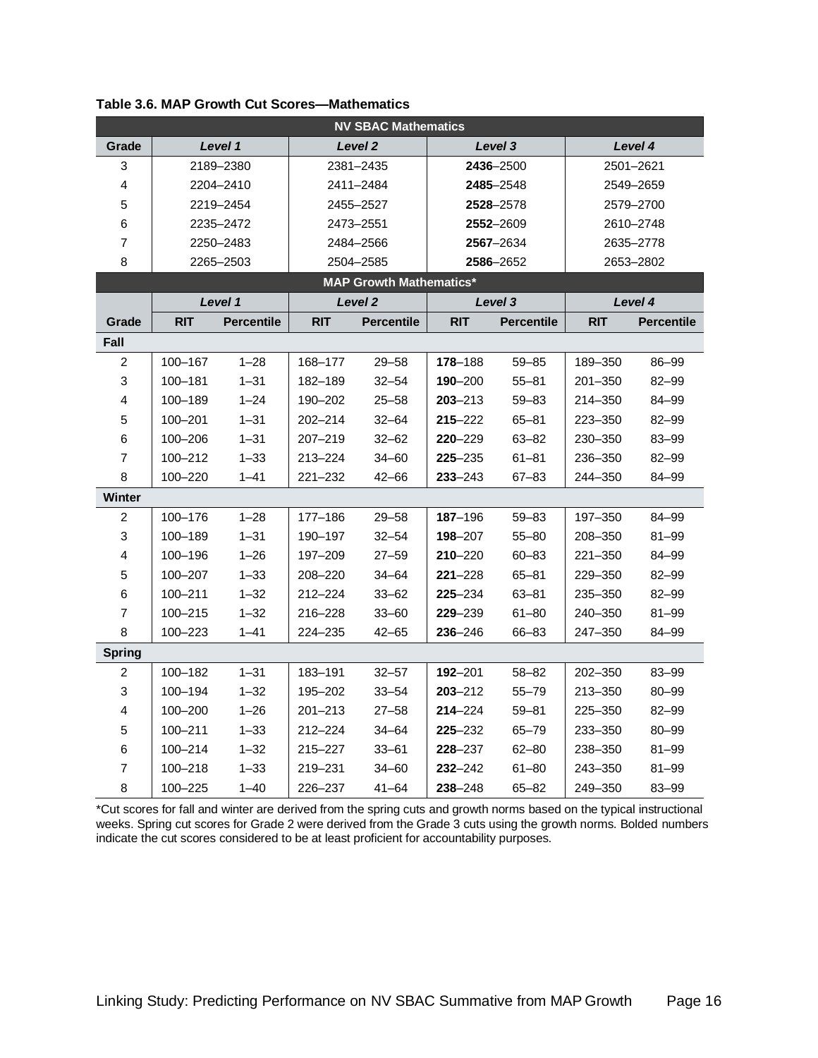**Table 3.6. MAP Growth Cut Scores—Mathematics**

| NV SBAC Mathematics | | | | | | | | |
|---|---|---|---|---|---|---|---|---|
| Grade | *Level 1* | | *Level 2* | | *Level 3* | | *Level 4* | |
| 3 | 2189–2380 | | 2381–2435 | | **2436**–2500 | | 2501–2621 | |
| 4 | 2204–2410 | | 2411–2484 | | **2485**–2548 | | 2549–2659 | |
| 5 | 2219–2454 | | 2455–2527 | | **2528**–2578 | | 2579–2700 | |
| 6 | 2235–2472 | | 2473–2551 | | **2552**–2609 | | 2610–2748 | |
| 7 | 2250–2483 | | 2484–2566 | | **2567**–2634 | | 2635–2778 | |
| 8 | 2265–2503 | | 2504–2585 | | **2586**–2652 | | 2653–2802 | |
| **MAP Growth Mathematics*** | | | | | | | | |
| | *Level 1* | | *Level 2* | | *Level 3* | | *Level 4* | |
| Grade | RIT | Percentile | RIT | Percentile | RIT | Percentile | RIT | Percentile |
| **Fall** | | | | | | | | |
| 2 | 100–167 | 1–28 | 168–177 | 29–58 | **178**–188 | 59–85 | 189–350 | 86–99 |
| 3 | 100–181 | 1–31 | 182–189 | 32–54 | **190**–200 | 55–81 | 201–350 | 82–99 |
| 4 | 100–189 | 1–24 | 190–202 | 25–58 | **203**–213 | 59–83 | 214–350 | 84–99 |
| 5 | 100–201 | 1–31 | 202–214 | 32–64 | **215**–222 | 65–81 | 223–350 | 82–99 |
| 6 | 100–206 | 1–31 | 207–219 | 32–62 | **220**–229 | 63–82 | 230–350 | 83–99 |
| 7 | 100–212 | 1–33 | 213–224 | 34–60 | **225**–235 | 61–81 | 236–350 | 82–99 |
| 8 | 100–220 | 1–41 | 221–232 | 42–66 | **233**–243 | 67–83 | 244–350 | 84–99 |
| **Winter** | | | | | | | | |
| 2 | 100–176 | 1–28 | 177–186 | 29–58 | **187**–196 | 59–83 | 197–350 | 84–99 |
| 3 | 100–189 | 1–31 | 190–197 | 32–54 | **198**–207 | 55–80 | 208–350 | 81–99 |
| 4 | 100–196 | 1–26 | 197–209 | 27–59 | **210**–220 | 60–83 | 221–350 | 84–99 |
| 5 | 100–207 | 1–33 | 208–220 | 34–64 | **221**–228 | 65–81 | 229–350 | 82–99 |
| 6 | 100–211 | 1–32 | 212–224 | 33–62 | **225**–234 | 63–81 | 235–350 | 82–99 |
| 7 | 100–215 | 1–32 | 216–228 | 33–60 | **229**–239 | 61–80 | 240–350 | 81–99 |
| 8 | 100–223 | 1–41 | 224–235 | 42–65 | **236**–246 | 66–83 | 247–350 | 84–99 |
| **Spring** | | | | | | | | |
| 2 | 100–182 | 1–31 | 183–191 | 32–57 | **192**–201 | 58–82 | 202–350 | 83–99 |
| 3 | 100–194 | 1–32 | 195–202 | 33–54 | **203**–212 | 55–79 | 213–350 | 80–99 |
| 4 | 100–200 | 1–26 | 201–213 | 27–58 | **214**–224 | 59–81 | 225–350 | 82–99 |
| 5 | 100–211 | 1–33 | 212–224 | 34–64 | **225**–232 | 65–79 | 233–350 | 80–99 |
| 6 | 100–214 | 1–32 | 215–227 | 33–61 | **228**–237 | 62–80 | 238–350 | 81–99 |
| 7 | 100–218 | 1–33 | 219–231 | 34–60 | **232**–242 | 61–80 | 243–350 | 81–99 |
| 8 | 100–225 | 1–40 | 226–237 | 41–64 | **238**–248 | 65–82 | 249–350 | 83–99 |

*Cut scores for fall and winter are derived from the spring cuts and growth norms based on the typical instructional weeks. Spring cut scores for Grade 2 were derived from the Grade 3 cuts using the growth norms. Bolded numbers indicate the cut scores considered to be at least proficient for accountability purposes.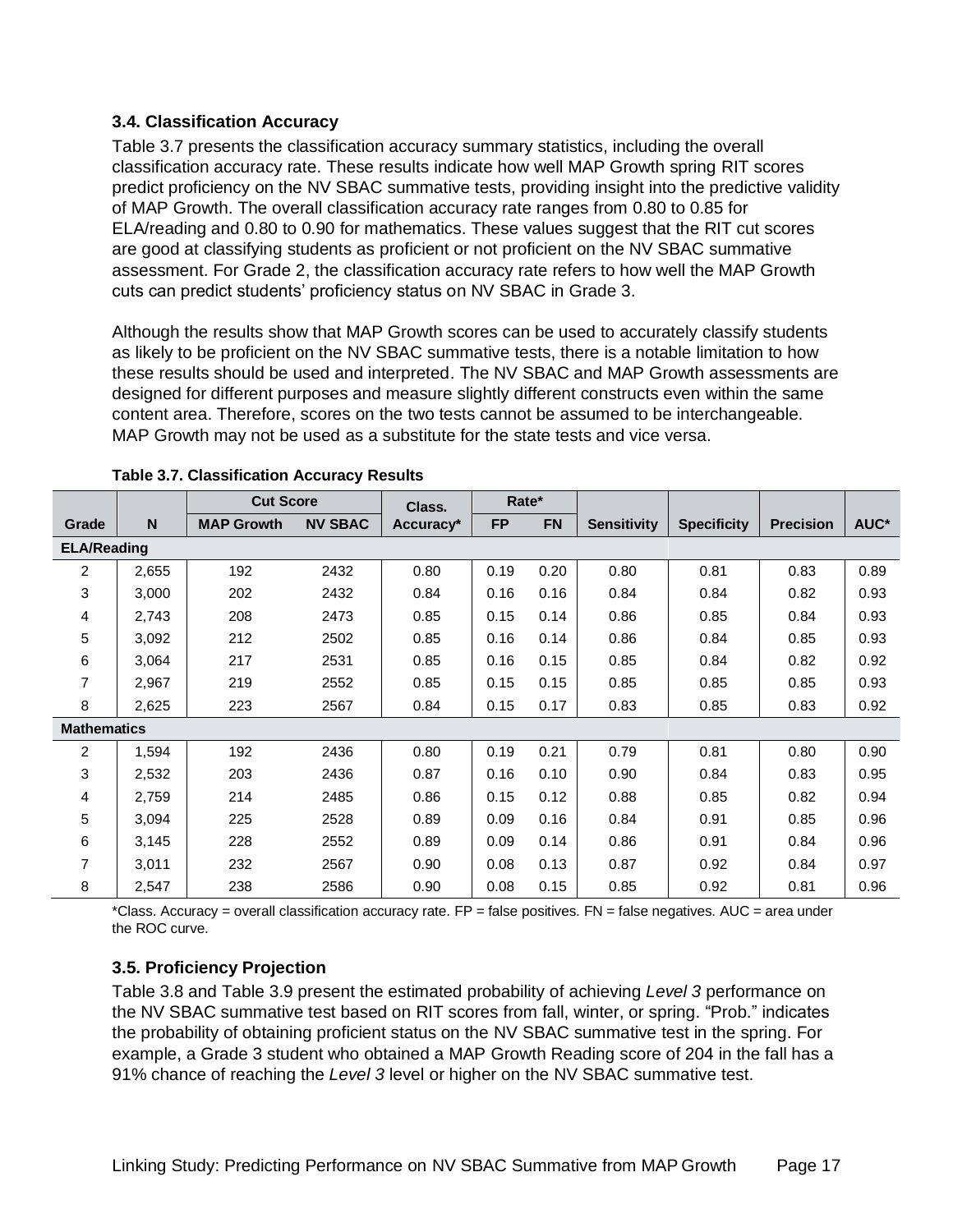### 3.4. Classification Accuracy

Table 3.7 presents the classification accuracy summary statistics, including the overall classification accuracy rate. These results indicate how well MAP Growth spring RIT scores predict proficiency on the NV SBAC summative tests, providing insight into the predictive validity of MAP Growth. The overall classification accuracy rate ranges from 0.80 to 0.85 for ELA/reading and 0.80 to 0.90 for mathematics. These values suggest that the RIT cut scores are good at classifying students as proficient or not proficient on the NV SBAC summative assessment. For Grade 2, the classification accuracy rate refers to how well the MAP Growth cuts can predict students' proficiency status on NV SBAC in Grade 3.

Although the results show that MAP Growth scores can be used to accurately classify students as likely to be proficient on the NV SBAC summative tests, there is a notable limitation to how these results should be used and interpreted. The NV SBAC and MAP Growth assessments are designed for different purposes and measure slightly different constructs even within the same content area. Therefore, scores on the two tests cannot be assumed to be interchangeable. MAP Growth may not be used as a substitute for the state tests and vice versa.

**Table 3.7. Classification Accuracy Results**

| | | Cut Score | | Class. | Rate* | | | | | |
|---|---|---|---|---|---|---|---|---|---|---|
| Grade | N | MAP Growth | NV SBAC | Accuracy* | FP | FN | Sensitivity | Specificity | Precision | AUC* |
| **ELA/Reading** | | | | | | | | | | |
| 2 | 2,655 | 192 | 2432 | 0.80 | 0.19 | 0.20 | 0.80 | 0.81 | 0.83 | 0.89 |
| 3 | 3,000 | 202 | 2432 | 0.84 | 0.16 | 0.16 | 0.84 | 0.84 | 0.82 | 0.93 |
| 4 | 2,743 | 208 | 2473 | 0.85 | 0.15 | 0.14 | 0.86 | 0.85 | 0.84 | 0.93 |
| 5 | 3,092 | 212 | 2502 | 0.85 | 0.16 | 0.14 | 0.86 | 0.84 | 0.85 | 0.93 |
| 6 | 3,064 | 217 | 2531 | 0.85 | 0.16 | 0.15 | 0.85 | 0.84 | 0.82 | 0.92 |
| 7 | 2,967 | 219 | 2552 | 0.85 | 0.15 | 0.15 | 0.85 | 0.85 | 0.85 | 0.93 |
| 8 | 2,625 | 223 | 2567 | 0.84 | 0.15 | 0.17 | 0.83 | 0.85 | 0.83 | 0.92 |
| **Mathematics** | | | | | | | | | | |
| 2 | 1,594 | 192 | 2436 | 0.80 | 0.19 | 0.21 | 0.79 | 0.81 | 0.80 | 0.90 |
| 3 | 2,532 | 203 | 2436 | 0.87 | 0.16 | 0.10 | 0.90 | 0.84 | 0.83 | 0.95 |
| 4 | 2,759 | 214 | 2485 | 0.86 | 0.15 | 0.12 | 0.88 | 0.85 | 0.82 | 0.94 |
| 5 | 3,094 | 225 | 2528 | 0.89 | 0.09 | 0.16 | 0.84 | 0.91 | 0.85 | 0.96 |
| 6 | 3,145 | 228 | 2552 | 0.89 | 0.09 | 0.14 | 0.86 | 0.91 | 0.84 | 0.96 |
| 7 | 3,011 | 232 | 2567 | 0.90 | 0.08 | 0.13 | 0.87 | 0.92 | 0.84 | 0.97 |
| 8 | 2,547 | 238 | 2586 | 0.90 | 0.08 | 0.15 | 0.85 | 0.92 | 0.81 | 0.96 |

*Class. Accuracy = overall classification accuracy rate. FP = false positives. FN = false negatives. AUC = area under the ROC curve.

### 3.5. Proficiency Projection

Table 3.8 and Table 3.9 present the estimated probability of achieving *Level 3* performance on the NV SBAC summative test based on RIT scores from fall, winter, or spring. "Prob." indicates the probability of obtaining proficient status on the NV SBAC summative test in the spring. For example, a Grade 3 student who obtained a MAP Growth Reading score of 204 in the fall has a 91% chance of reaching the *Level 3* level or higher on the NV SBAC summative test.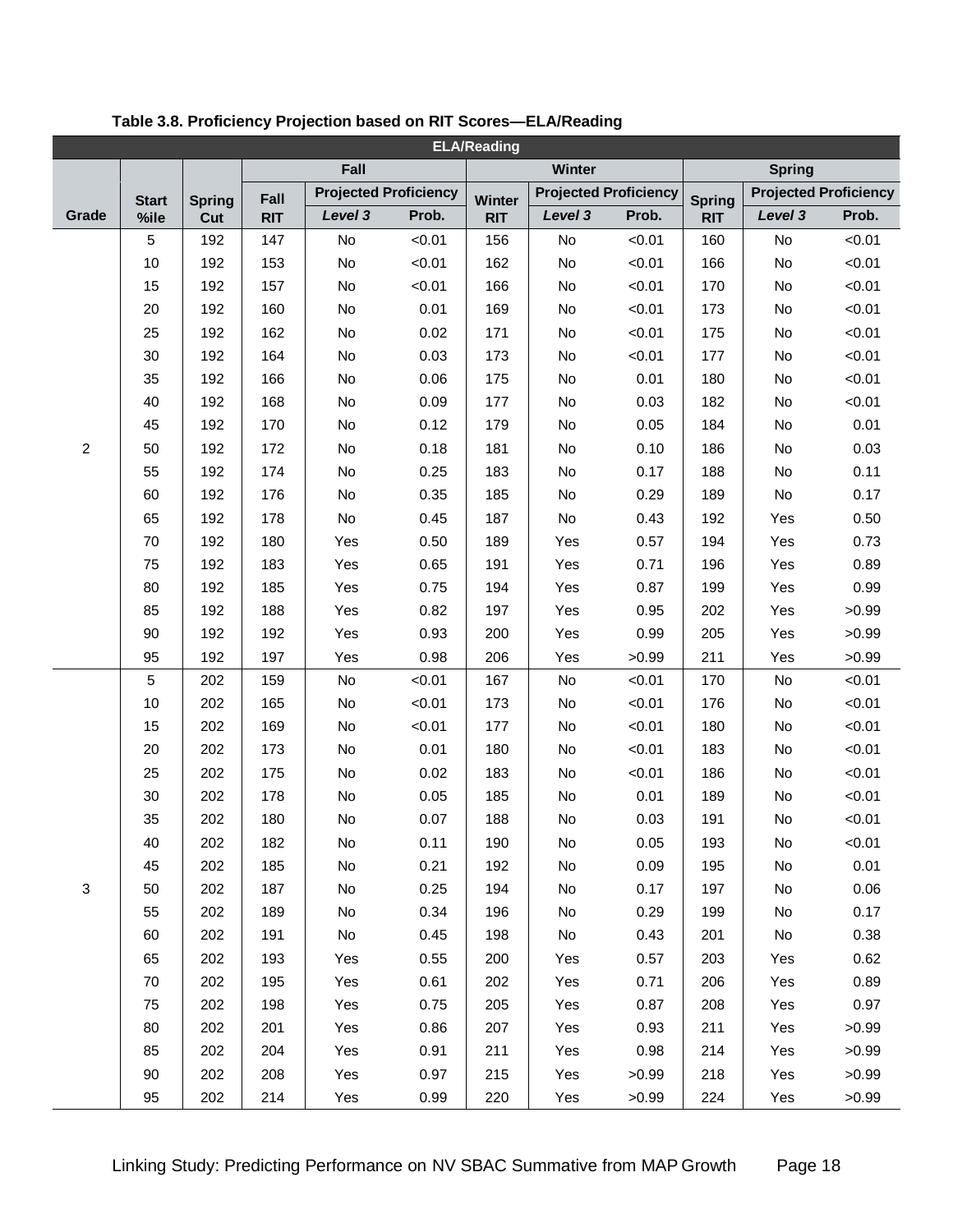**Table 3.8. Proficiency Projection based on RIT Scores—ELA/Reading**

| ELA/Reading | | | | | | | | | | | | |
|---|---|---|---|---|---|---|---|---|---|---|---|---|
| | | | Fall | | | Winter | | | Spring | | | |
| | Start | Spring | Fall | Projected Proficiency | | Winter | Projected Proficiency | | Spring | Projected Proficiency | | |
| Grade | %ile | Cut | RIT | *Level 3* | Prob. | RIT | *Level 3* | Prob. | RIT | *Level 3* | Prob. | |
| 2 | 5 | 192 | 147 | No | <0.01 | 156 | No | <0.01 | 160 | No | <0.01 | |
| | 10 | 192 | 153 | No | <0.01 | 162 | No | <0.01 | 166 | No | <0.01 | |
| | 15 | 192 | 157 | No | <0.01 | 166 | No | <0.01 | 170 | No | <0.01 | |
| | 20 | 192 | 160 | No | 0.01 | 169 | No | <0.01 | 173 | No | <0.01 | |
| | 25 | 192 | 162 | No | 0.02 | 171 | No | <0.01 | 175 | No | <0.01 | |
| | 30 | 192 | 164 | No | 0.03 | 173 | No | <0.01 | 177 | No | <0.01 | |
| | 35 | 192 | 166 | No | 0.06 | 175 | No | 0.01 | 180 | No | <0.01 | |
| | 40 | 192 | 168 | No | 0.09 | 177 | No | 0.03 | 182 | No | <0.01 | |
| | 45 | 192 | 170 | No | 0.12 | 179 | No | 0.05 | 184 | No | 0.01 | |
| | 50 | 192 | 172 | No | 0.18 | 181 | No | 0.10 | 186 | No | 0.03 | |
| | 55 | 192 | 174 | No | 0.25 | 183 | No | 0.17 | 188 | No | 0.11 | |
| | 60 | 192 | 176 | No | 0.35 | 185 | No | 0.29 | 189 | No | 0.17 | |
| | 65 | 192 | 178 | No | 0.45 | 187 | No | 0.43 | 192 | Yes | 0.50 | |
| | 70 | 192 | 180 | Yes | 0.50 | 189 | Yes | 0.57 | 194 | Yes | 0.73 | |
| | 75 | 192 | 183 | Yes | 0.65 | 191 | Yes | 0.71 | 196 | Yes | 0.89 | |
| | 80 | 192 | 185 | Yes | 0.75 | 194 | Yes | 0.87 | 199 | Yes | 0.99 | |
| | 85 | 192 | 188 | Yes | 0.82 | 197 | Yes | 0.95 | 202 | Yes | >0.99 | |
| | 90 | 192 | 192 | Yes | 0.93 | 200 | Yes | 0.99 | 205 | Yes | >0.99 | |
| | 95 | 192 | 197 | Yes | 0.98 | 206 | Yes | >0.99 | 211 | Yes | >0.99 | |
| 3 | 5 | 202 | 159 | No | <0.01 | 167 | No | <0.01 | 170 | No | <0.01 | |
| | 10 | 202 | 165 | No | <0.01 | 173 | No | <0.01 | 176 | No | <0.01 | |
| | 15 | 202 | 169 | No | <0.01 | 177 | No | <0.01 | 180 | No | <0.01 | |
| | 20 | 202 | 173 | No | 0.01 | 180 | No | <0.01 | 183 | No | <0.01 | |
| | 25 | 202 | 175 | No | 0.02 | 183 | No | <0.01 | 186 | No | <0.01 | |
| | 30 | 202 | 178 | No | 0.05 | 185 | No | 0.01 | 189 | No | <0.01 | |
| | 35 | 202 | 180 | No | 0.07 | 188 | No | 0.03 | 191 | No | <0.01 | |
| | 40 | 202 | 182 | No | 0.11 | 190 | No | 0.05 | 193 | No | <0.01 | |
| | 45 | 202 | 185 | No | 0.21 | 192 | No | 0.09 | 195 | No | 0.01 | |
| | 50 | 202 | 187 | No | 0.25 | 194 | No | 0.17 | 197 | No | 0.06 | |
| | 55 | 202 | 189 | No | 0.34 | 196 | No | 0.29 | 199 | No | 0.17 | |
| | 60 | 202 | 191 | No | 0.45 | 198 | No | 0.43 | 201 | No | 0.38 | |
| | 65 | 202 | 193 | Yes | 0.55 | 200 | Yes | 0.57 | 203 | Yes | 0.62 | |
| | 70 | 202 | 195 | Yes | 0.61 | 202 | Yes | 0.71 | 206 | Yes | 0.89 | |
| | 75 | 202 | 198 | Yes | 0.75 | 205 | Yes | 0.87 | 208 | Yes | 0.97 | |
| | 80 | 202 | 201 | Yes | 0.86 | 207 | Yes | 0.93 | 211 | Yes | >0.99 | |
| | 85 | 202 | 204 | Yes | 0.91 | 211 | Yes | 0.98 | 214 | Yes | >0.99 | |
| | 90 | 202 | 208 | Yes | 0.97 | 215 | Yes | >0.99 | 218 | Yes | >0.99 | |
| | 95 | 202 | 214 | Yes | 0.99 | 220 | Yes | >0.99 | 224 | Yes | >0.99 | |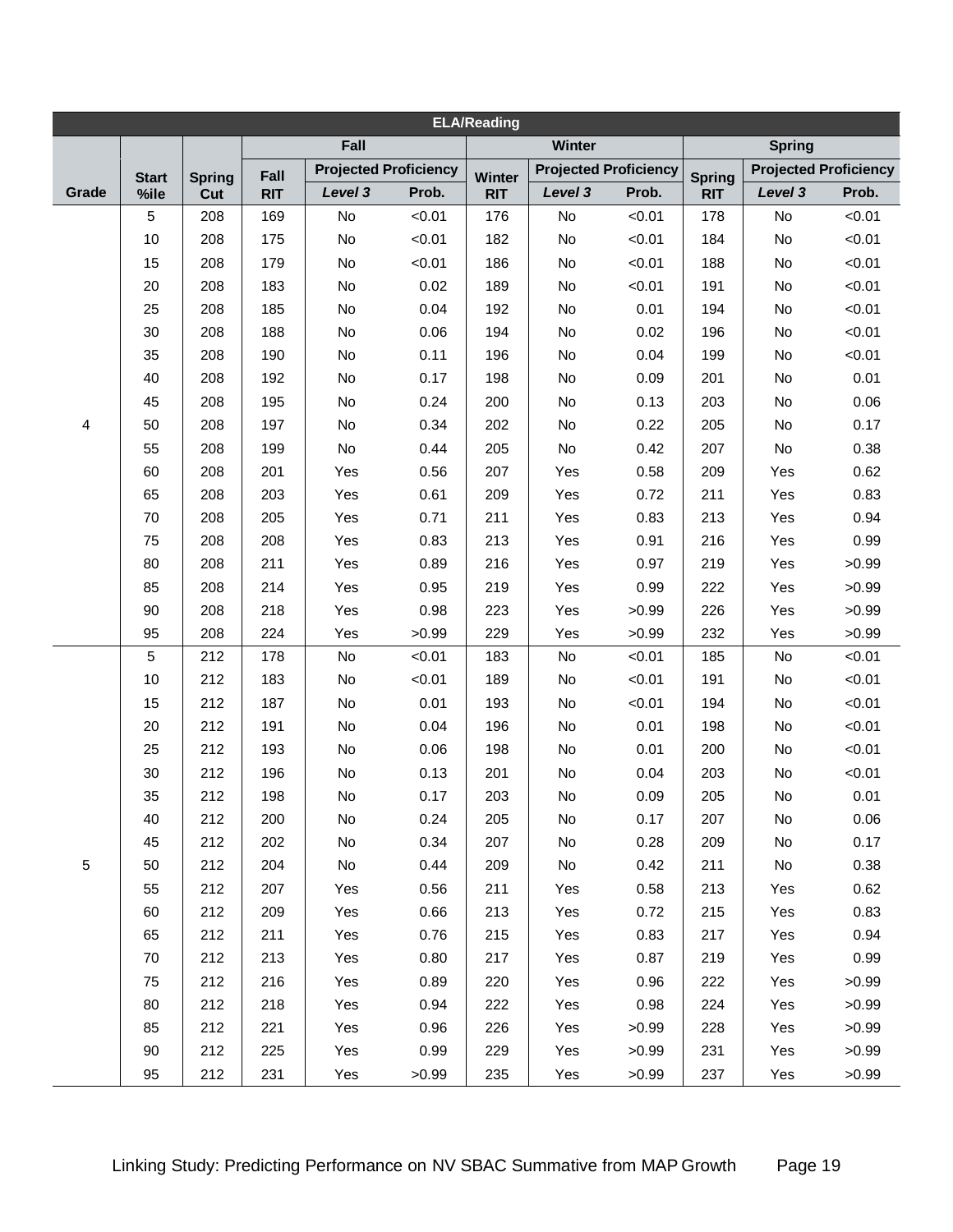| ELA/Reading | | | | | | | | | | | |
|---|---|---|---|---|---|---|---|---|---|---|---|
| | | | Fall | | | Winter | | | Spring | | |
| | Start | Spring | Fall | Projected Proficiency | | Winter | Projected Proficiency | | Spring | Projected Proficiency | |
| Grade | %ile | Cut | RIT | *Level 3* | Prob. | RIT | *Level 3* | Prob. | RIT | *Level 3* | Prob. |
| 4 | 5 | 208 | 169 | No | <0.01 | 176 | No | <0.01 | 178 | No | <0.01 |
| | 10 | 208 | 175 | No | <0.01 | 182 | No | <0.01 | 184 | No | <0.01 |
| | 15 | 208 | 179 | No | <0.01 | 186 | No | <0.01 | 188 | No | <0.01 |
| | 20 | 208 | 183 | No | 0.02 | 189 | No | <0.01 | 191 | No | <0.01 |
| | 25 | 208 | 185 | No | 0.04 | 192 | No | 0.01 | 194 | No | <0.01 |
| | 30 | 208 | 188 | No | 0.06 | 194 | No | 0.02 | 196 | No | <0.01 |
| | 35 | 208 | 190 | No | 0.11 | 196 | No | 0.04 | 199 | No | <0.01 |
| | 40 | 208 | 192 | No | 0.17 | 198 | No | 0.09 | 201 | No | 0.01 |
| | 45 | 208 | 195 | No | 0.24 | 200 | No | 0.13 | 203 | No | 0.06 |
| | 50 | 208 | 197 | No | 0.34 | 202 | No | 0.22 | 205 | No | 0.17 |
| | 55 | 208 | 199 | No | 0.44 | 205 | No | 0.42 | 207 | No | 0.38 |
| | 60 | 208 | 201 | Yes | 0.56 | 207 | Yes | 0.58 | 209 | Yes | 0.62 |
| | 65 | 208 | 203 | Yes | 0.61 | 209 | Yes | 0.72 | 211 | Yes | 0.83 |
| | 70 | 208 | 205 | Yes | 0.71 | 211 | Yes | 0.83 | 213 | Yes | 0.94 |
| | 75 | 208 | 208 | Yes | 0.83 | 213 | Yes | 0.91 | 216 | Yes | 0.99 |
| | 80 | 208 | 211 | Yes | 0.89 | 216 | Yes | 0.97 | 219 | Yes | >0.99 |
| | 85 | 208 | 214 | Yes | 0.95 | 219 | Yes | 0.99 | 222 | Yes | >0.99 |
| | 90 | 208 | 218 | Yes | 0.98 | 223 | Yes | >0.99 | 226 | Yes | >0.99 |
| | 95 | 208 | 224 | Yes | >0.99 | 229 | Yes | >0.99 | 232 | Yes | >0.99 |
| 5 | 5 | 212 | 178 | No | <0.01 | 183 | No | <0.01 | 185 | No | <0.01 |
| | 10 | 212 | 183 | No | <0.01 | 189 | No | <0.01 | 191 | No | <0.01 |
| | 15 | 212 | 187 | No | 0.01 | 193 | No | <0.01 | 194 | No | <0.01 |
| | 20 | 212 | 191 | No | 0.04 | 196 | No | 0.01 | 198 | No | <0.01 |
| | 25 | 212 | 193 | No | 0.06 | 198 | No | 0.01 | 200 | No | <0.01 |
| | 30 | 212 | 196 | No | 0.13 | 201 | No | 0.04 | 203 | No | <0.01 |
| | 35 | 212 | 198 | No | 0.17 | 203 | No | 0.09 | 205 | No | 0.01 |
| | 40 | 212 | 200 | No | 0.24 | 205 | No | 0.17 | 207 | No | 0.06 |
| | 45 | 212 | 202 | No | 0.34 | 207 | No | 0.28 | 209 | No | 0.17 |
| | 50 | 212 | 204 | No | 0.44 | 209 | No | 0.42 | 211 | No | 0.38 |
| | 55 | 212 | 207 | Yes | 0.56 | 211 | Yes | 0.58 | 213 | Yes | 0.62 |
| | 60 | 212 | 209 | Yes | 0.66 | 213 | Yes | 0.72 | 215 | Yes | 0.83 |
| | 65 | 212 | 211 | Yes | 0.76 | 215 | Yes | 0.83 | 217 | Yes | 0.94 |
| | 70 | 212 | 213 | Yes | 0.80 | 217 | Yes | 0.87 | 219 | Yes | 0.99 |
| | 75 | 212 | 216 | Yes | 0.89 | 220 | Yes | 0.96 | 222 | Yes | >0.99 |
| | 80 | 212 | 218 | Yes | 0.94 | 222 | Yes | 0.98 | 224 | Yes | >0.99 |
| | 85 | 212 | 221 | Yes | 0.96 | 226 | Yes | >0.99 | 228 | Yes | >0.99 |
| | 90 | 212 | 225 | Yes | 0.99 | 229 | Yes | >0.99 | 231 | Yes | >0.99 |
| | 95 | 212 | 231 | Yes | >0.99 | 235 | Yes | >0.99 | 237 | Yes | >0.99 |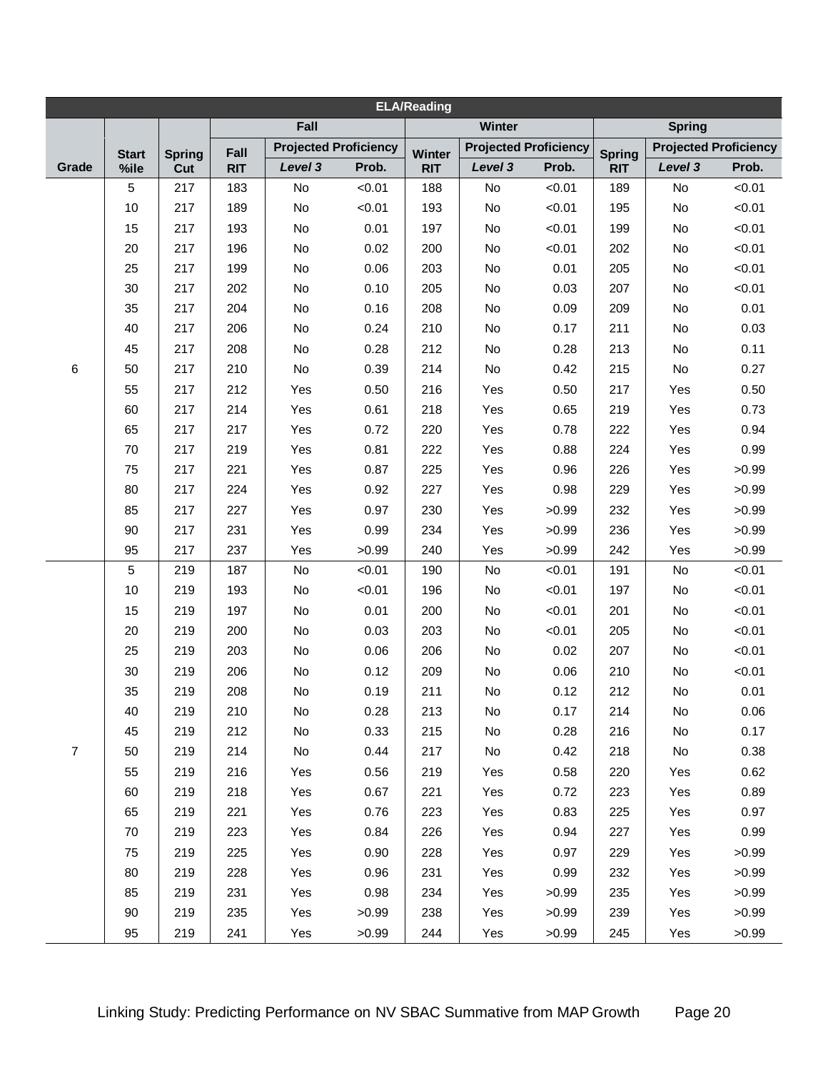| ELA/Reading | | | | | | | | | | | |
|---|---|---|---|---|---|---|---|---|---|---|---|
| | | | Fall | | | Winter | | | Spring | | |
| | Start | Spring | Fall | Projected Proficiency | | Winter | Projected Proficiency | | Spring | Projected Proficiency | |
| Grade | %ile | Cut | RIT | *Level 3* | Prob. | RIT | *Level 3* | Prob. | RIT | *Level 3* | Prob. |
| 6 | 5 | 217 | 183 | No | <0.01 | 188 | No | <0.01 | 189 | No | <0.01 |
| | 10 | 217 | 189 | No | <0.01 | 193 | No | <0.01 | 195 | No | <0.01 |
| | 15 | 217 | 193 | No | 0.01 | 197 | No | <0.01 | 199 | No | <0.01 |
| | 20 | 217 | 196 | No | 0.02 | 200 | No | <0.01 | 202 | No | <0.01 |
| | 25 | 217 | 199 | No | 0.06 | 203 | No | 0.01 | 205 | No | <0.01 |
| | 30 | 217 | 202 | No | 0.10 | 205 | No | 0.03 | 207 | No | <0.01 |
| | 35 | 217 | 204 | No | 0.16 | 208 | No | 0.09 | 209 | No | 0.01 |
| | 40 | 217 | 206 | No | 0.24 | 210 | No | 0.17 | 211 | No | 0.03 |
| | 45 | 217 | 208 | No | 0.28 | 212 | No | 0.28 | 213 | No | 0.11 |
| | 50 | 217 | 210 | No | 0.39 | 214 | No | 0.42 | 215 | No | 0.27 |
| | 55 | 217 | 212 | Yes | 0.50 | 216 | Yes | 0.50 | 217 | Yes | 0.50 |
| | 60 | 217 | 214 | Yes | 0.61 | 218 | Yes | 0.65 | 219 | Yes | 0.73 |
| | 65 | 217 | 217 | Yes | 0.72 | 220 | Yes | 0.78 | 222 | Yes | 0.94 |
| | 70 | 217 | 219 | Yes | 0.81 | 222 | Yes | 0.88 | 224 | Yes | 0.99 |
| | 75 | 217 | 221 | Yes | 0.87 | 225 | Yes | 0.96 | 226 | Yes | >0.99 |
| | 80 | 217 | 224 | Yes | 0.92 | 227 | Yes | 0.98 | 229 | Yes | >0.99 |
| | 85 | 217 | 227 | Yes | 0.97 | 230 | Yes | >0.99 | 232 | Yes | >0.99 |
| | 90 | 217 | 231 | Yes | 0.99 | 234 | Yes | >0.99 | 236 | Yes | >0.99 |
| | 95 | 217 | 237 | Yes | >0.99 | 240 | Yes | >0.99 | 242 | Yes | >0.99 |
| 7 | 5 | 219 | 187 | No | <0.01 | 190 | No | <0.01 | 191 | No | <0.01 |
| | 10 | 219 | 193 | No | <0.01 | 196 | No | <0.01 | 197 | No | <0.01 |
| | 15 | 219 | 197 | No | 0.01 | 200 | No | <0.01 | 201 | No | <0.01 |
| | 20 | 219 | 200 | No | 0.03 | 203 | No | <0.01 | 205 | No | <0.01 |
| | 25 | 219 | 203 | No | 0.06 | 206 | No | 0.02 | 207 | No | <0.01 |
| | 30 | 219 | 206 | No | 0.12 | 209 | No | 0.06 | 210 | No | <0.01 |
| | 35 | 219 | 208 | No | 0.19 | 211 | No | 0.12 | 212 | No | 0.01 |
| | 40 | 219 | 210 | No | 0.28 | 213 | No | 0.17 | 214 | No | 0.06 |
| | 45 | 219 | 212 | No | 0.33 | 215 | No | 0.28 | 216 | No | 0.17 |
| | 50 | 219 | 214 | No | 0.44 | 217 | No | 0.42 | 218 | No | 0.38 |
| | 55 | 219 | 216 | Yes | 0.56 | 219 | Yes | 0.58 | 220 | Yes | 0.62 |
| | 60 | 219 | 218 | Yes | 0.67 | 221 | Yes | 0.72 | 223 | Yes | 0.89 |
| | 65 | 219 | 221 | Yes | 0.76 | 223 | Yes | 0.83 | 225 | Yes | 0.97 |
| | 70 | 219 | 223 | Yes | 0.84 | 226 | Yes | 0.94 | 227 | Yes | 0.99 |
| | 75 | 219 | 225 | Yes | 0.90 | 228 | Yes | 0.97 | 229 | Yes | >0.99 |
| | 80 | 219 | 228 | Yes | 0.96 | 231 | Yes | 0.99 | 232 | Yes | >0.99 |
| | 85 | 219 | 231 | Yes | 0.98 | 234 | Yes | >0.99 | 235 | Yes | >0.99 |
| | 90 | 219 | 235 | Yes | >0.99 | 238 | Yes | >0.99 | 239 | Yes | >0.99 |
| | 95 | 219 | 241 | Yes | >0.99 | 244 | Yes | >0.99 | 245 | Yes | >0.99 |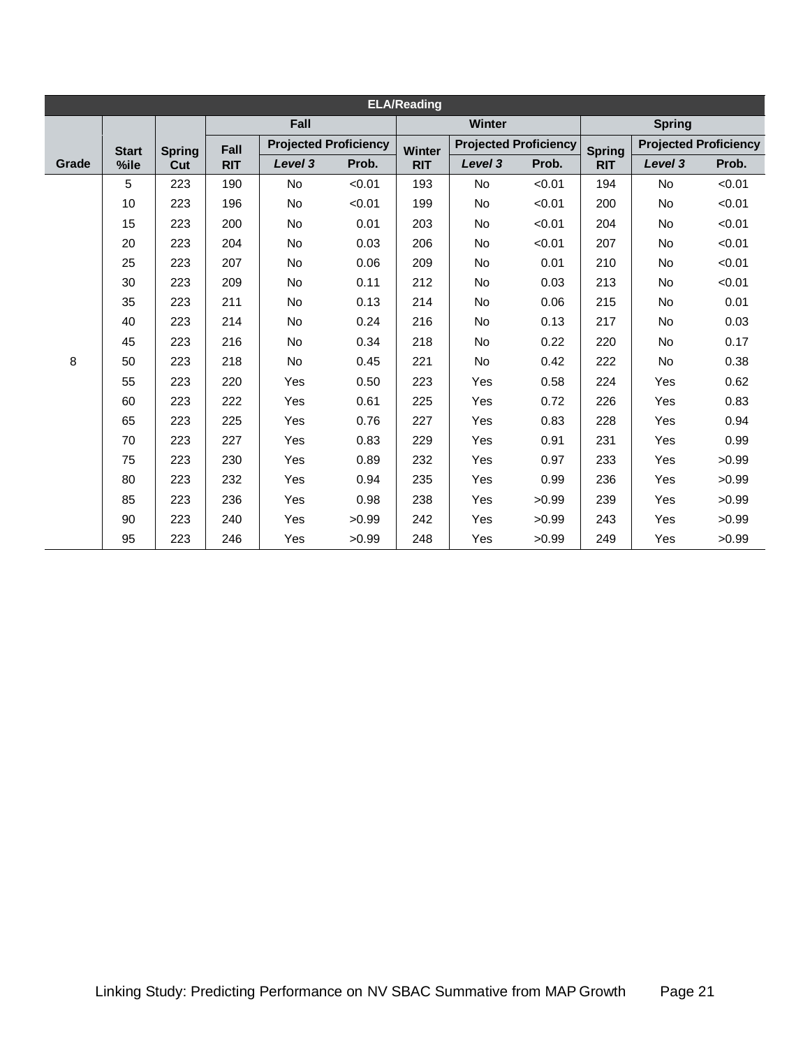| ELA/Reading | | | | | | | | | | | |
|---|---|---|---|---|---|---|---|---|---|---|---|
| | | | Fall | | | Winter | | | Spring | | |
| | | | | Projected Proficiency | | | Projected Proficiency | | | Projected Proficiency | |
| Grade | Start %ile | Spring Cut | Fall RIT | *Level 3* | Prob. | Winter RIT | *Level 3* | Prob. | Spring RIT | *Level 3* | Prob. |
| 8 | 5 | 223 | 190 | No | <0.01 | 193 | No | <0.01 | 194 | No | <0.01 |
| | 10 | 223 | 196 | No | <0.01 | 199 | No | <0.01 | 200 | No | <0.01 |
| | 15 | 223 | 200 | No | 0.01 | 203 | No | <0.01 | 204 | No | <0.01 |
| | 20 | 223 | 204 | No | 0.03 | 206 | No | <0.01 | 207 | No | <0.01 |
| | 25 | 223 | 207 | No | 0.06 | 209 | No | 0.01 | 210 | No | <0.01 |
| | 30 | 223 | 209 | No | 0.11 | 212 | No | 0.03 | 213 | No | <0.01 |
| | 35 | 223 | 211 | No | 0.13 | 214 | No | 0.06 | 215 | No | 0.01 |
| | 40 | 223 | 214 | No | 0.24 | 216 | No | 0.13 | 217 | No | 0.03 |
| | 45 | 223 | 216 | No | 0.34 | 218 | No | 0.22 | 220 | No | 0.17 |
| | 50 | 223 | 218 | No | 0.45 | 221 | No | 0.42 | 222 | No | 0.38 |
| | 55 | 223 | 220 | Yes | 0.50 | 223 | Yes | 0.58 | 224 | Yes | 0.62 |
| | 60 | 223 | 222 | Yes | 0.61 | 225 | Yes | 0.72 | 226 | Yes | 0.83 |
| | 65 | 223 | 225 | Yes | 0.76 | 227 | Yes | 0.83 | 228 | Yes | 0.94 |
| | 70 | 223 | 227 | Yes | 0.83 | 229 | Yes | 0.91 | 231 | Yes | 0.99 |
| | 75 | 223 | 230 | Yes | 0.89 | 232 | Yes | 0.97 | 233 | Yes | >0.99 |
| | 80 | 223 | 232 | Yes | 0.94 | 235 | Yes | 0.99 | 236 | Yes | >0.99 |
| | 85 | 223 | 236 | Yes | 0.98 | 238 | Yes | >0.99 | 239 | Yes | >0.99 |
| | 90 | 223 | 240 | Yes | >0.99 | 242 | Yes | >0.99 | 243 | Yes | >0.99 |
| | 95 | 223 | 246 | Yes | >0.99 | 248 | Yes | >0.99 | 249 | Yes | >0.99 |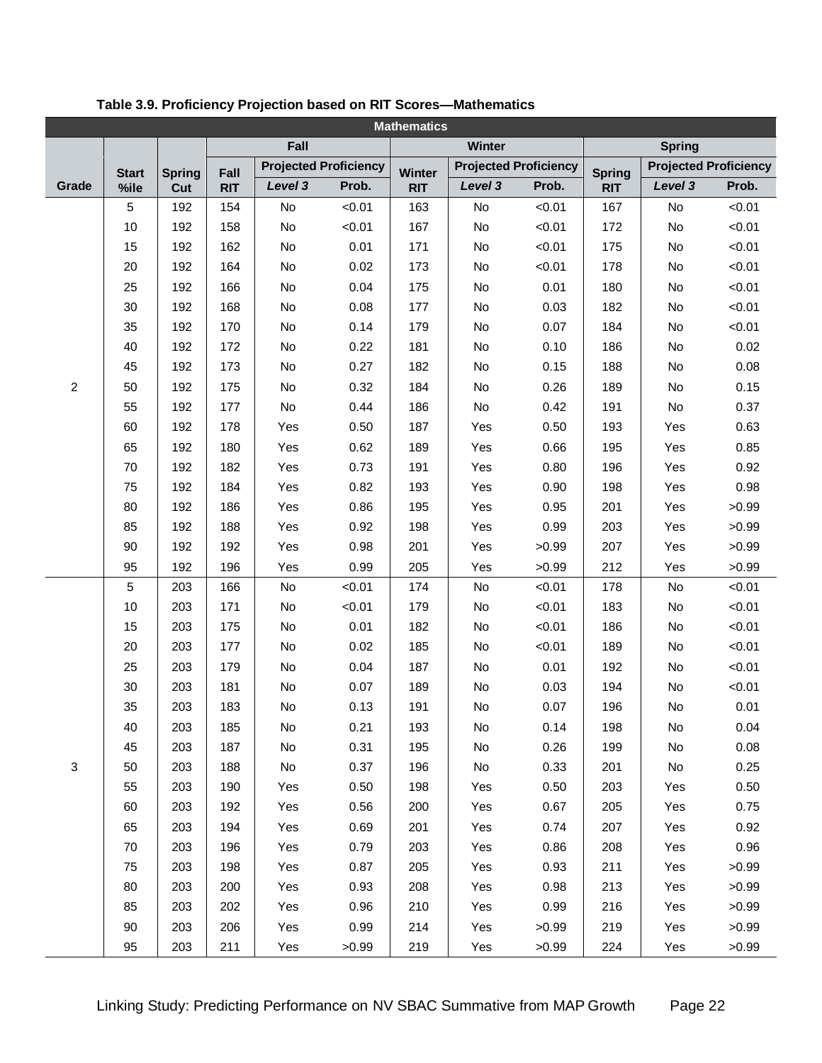**Table 3.9. Proficiency Projection based on RIT Scores—Mathematics**

| Mathematics | | | | | | | | | | | |
|---|---|---|---|---|---|---|---|---|---|---|---|
| | | | Fall | | | Winter | | | Spring | | |
| | Start | Spring | Fall | Projected Proficiency | | Winter | Projected Proficiency | | Spring | Projected Proficiency | |
| Grade | %ile | Cut | RIT | *Level 3* | Prob. | RIT | *Level 3* | Prob. | RIT | *Level 3* | Prob. |
| 2 | 5 | 192 | 154 | No | <0.01 | 163 | No | <0.01 | 167 | No | <0.01 |
| | 10 | 192 | 158 | No | <0.01 | 167 | No | <0.01 | 172 | No | <0.01 |
| | 15 | 192 | 162 | No | 0.01 | 171 | No | <0.01 | 175 | No | <0.01 |
| | 20 | 192 | 164 | No | 0.02 | 173 | No | <0.01 | 178 | No | <0.01 |
| | 25 | 192 | 166 | No | 0.04 | 175 | No | 0.01 | 180 | No | <0.01 |
| | 30 | 192 | 168 | No | 0.08 | 177 | No | 0.03 | 182 | No | <0.01 |
| | 35 | 192 | 170 | No | 0.14 | 179 | No | 0.07 | 184 | No | <0.01 |
| | 40 | 192 | 172 | No | 0.22 | 181 | No | 0.10 | 186 | No | 0.02 |
| | 45 | 192 | 173 | No | 0.27 | 182 | No | 0.15 | 188 | No | 0.08 |
| | 50 | 192 | 175 | No | 0.32 | 184 | No | 0.26 | 189 | No | 0.15 |
| | 55 | 192 | 177 | No | 0.44 | 186 | No | 0.42 | 191 | No | 0.37 |
| | 60 | 192 | 178 | Yes | 0.50 | 187 | Yes | 0.50 | 193 | Yes | 0.63 |
| | 65 | 192 | 180 | Yes | 0.62 | 189 | Yes | 0.66 | 195 | Yes | 0.85 |
| | 70 | 192 | 182 | Yes | 0.73 | 191 | Yes | 0.80 | 196 | Yes | 0.92 |
| | 75 | 192 | 184 | Yes | 0.82 | 193 | Yes | 0.90 | 198 | Yes | 0.98 |
| | 80 | 192 | 186 | Yes | 0.86 | 195 | Yes | 0.95 | 201 | Yes | >0.99 |
| | 85 | 192 | 188 | Yes | 0.92 | 198 | Yes | 0.99 | 203 | Yes | >0.99 |
| | 90 | 192 | 192 | Yes | 0.98 | 201 | Yes | >0.99 | 207 | Yes | >0.99 |
| | 95 | 192 | 196 | Yes | 0.99 | 205 | Yes | >0.99 | 212 | Yes | >0.99 |
| 3 | 5 | 203 | 166 | No | <0.01 | 174 | No | <0.01 | 178 | No | <0.01 |
| | 10 | 203 | 171 | No | <0.01 | 179 | No | <0.01 | 183 | No | <0.01 |
| | 15 | 203 | 175 | No | 0.01 | 182 | No | <0.01 | 186 | No | <0.01 |
| | 20 | 203 | 177 | No | 0.02 | 185 | No | <0.01 | 189 | No | <0.01 |
| | 25 | 203 | 179 | No | 0.04 | 187 | No | 0.01 | 192 | No | <0.01 |
| | 30 | 203 | 181 | No | 0.07 | 189 | No | 0.03 | 194 | No | <0.01 |
| | 35 | 203 | 183 | No | 0.13 | 191 | No | 0.07 | 196 | No | 0.01 |
| | 40 | 203 | 185 | No | 0.21 | 193 | No | 0.14 | 198 | No | 0.04 |
| | 45 | 203 | 187 | No | 0.31 | 195 | No | 0.26 | 199 | No | 0.08 |
| | 50 | 203 | 188 | No | 0.37 | 196 | No | 0.33 | 201 | No | 0.25 |
| | 55 | 203 | 190 | Yes | 0.50 | 198 | Yes | 0.50 | 203 | Yes | 0.50 |
| | 60 | 203 | 192 | Yes | 0.56 | 200 | Yes | 0.67 | 205 | Yes | 0.75 |
| | 65 | 203 | 194 | Yes | 0.69 | 201 | Yes | 0.74 | 207 | Yes | 0.92 |
| | 70 | 203 | 196 | Yes | 0.79 | 203 | Yes | 0.86 | 208 | Yes | 0.96 |
| | 75 | 203 | 198 | Yes | 0.87 | 205 | Yes | 0.93 | 211 | Yes | >0.99 |
| | 80 | 203 | 200 | Yes | 0.93 | 208 | Yes | 0.98 | 213 | Yes | >0.99 |
| | 85 | 203 | 202 | Yes | 0.96 | 210 | Yes | 0.99 | 216 | Yes | >0.99 |
| | 90 | 203 | 206 | Yes | 0.99 | 214 | Yes | >0.99 | 219 | Yes | >0.99 |
| | 95 | 203 | 211 | Yes | >0.99 | 219 | Yes | >0.99 | 224 | Yes | >0.99 |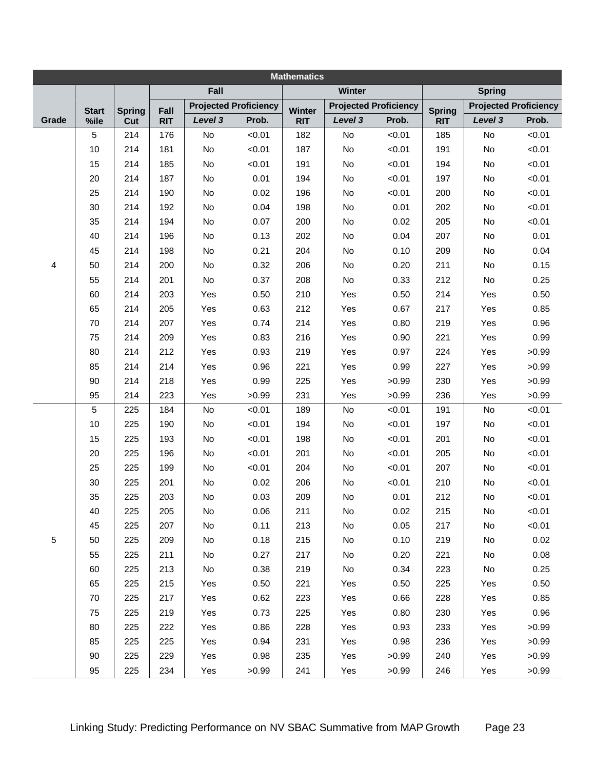| Mathematics | | | | | | | | | | | | |
|---|---|---|---|---|---|---|---|---|---|---|---|---|
| | | | Fall | | | Winter | | | Spring | | | |
| Grade | Start %ile | Spring Cut | Fall RIT | Projected Proficiency *Level 3* | Projected Proficiency Prob. | Winter RIT | Projected Proficiency *Level 3* | Projected Proficiency Prob. | Spring RIT | Projected Proficiency *Level 3* | Projected Proficiency Prob. |
| 4 | 5 | 214 | 176 | No | <0.01 | 182 | No | <0.01 | 185 | No | <0.01 |
| | 10 | 214 | 181 | No | <0.01 | 187 | No | <0.01 | 191 | No | <0.01 |
| | 15 | 214 | 185 | No | <0.01 | 191 | No | <0.01 | 194 | No | <0.01 |
| | 20 | 214 | 187 | No | 0.01 | 194 | No | <0.01 | 197 | No | <0.01 |
| | 25 | 214 | 190 | No | 0.02 | 196 | No | <0.01 | 200 | No | <0.01 |
| | 30 | 214 | 192 | No | 0.04 | 198 | No | 0.01 | 202 | No | <0.01 |
| | 35 | 214 | 194 | No | 0.07 | 200 | No | 0.02 | 205 | No | <0.01 |
| | 40 | 214 | 196 | No | 0.13 | 202 | No | 0.04 | 207 | No | 0.01 |
| | 45 | 214 | 198 | No | 0.21 | 204 | No | 0.10 | 209 | No | 0.04 |
| | 50 | 214 | 200 | No | 0.32 | 206 | No | 0.20 | 211 | No | 0.15 |
| | 55 | 214 | 201 | No | 0.37 | 208 | No | 0.33 | 212 | No | 0.25 |
| | 60 | 214 | 203 | Yes | 0.50 | 210 | Yes | 0.50 | 214 | Yes | 0.50 |
| | 65 | 214 | 205 | Yes | 0.63 | 212 | Yes | 0.67 | 217 | Yes | 0.85 |
| | 70 | 214 | 207 | Yes | 0.74 | 214 | Yes | 0.80 | 219 | Yes | 0.96 |
| | 75 | 214 | 209 | Yes | 0.83 | 216 | Yes | 0.90 | 221 | Yes | 0.99 |
| | 80 | 214 | 212 | Yes | 0.93 | 219 | Yes | 0.97 | 224 | Yes | >0.99 |
| | 85 | 214 | 214 | Yes | 0.96 | 221 | Yes | 0.99 | 227 | Yes | >0.99 |
| | 90 | 214 | 218 | Yes | 0.99 | 225 | Yes | >0.99 | 230 | Yes | >0.99 |
| | 95 | 214 | 223 | Yes | >0.99 | 231 | Yes | >0.99 | 236 | Yes | >0.99 |
| 5 | 5 | 225 | 184 | No | <0.01 | 189 | No | <0.01 | 191 | No | <0.01 |
| | 10 | 225 | 190 | No | <0.01 | 194 | No | <0.01 | 197 | No | <0.01 |
| | 15 | 225 | 193 | No | <0.01 | 198 | No | <0.01 | 201 | No | <0.01 |
| | 20 | 225 | 196 | No | <0.01 | 201 | No | <0.01 | 205 | No | <0.01 |
| | 25 | 225 | 199 | No | <0.01 | 204 | No | <0.01 | 207 | No | <0.01 |
| | 30 | 225 | 201 | No | 0.02 | 206 | No | <0.01 | 210 | No | <0.01 |
| | 35 | 225 | 203 | No | 0.03 | 209 | No | 0.01 | 212 | No | <0.01 |
| | 40 | 225 | 205 | No | 0.06 | 211 | No | 0.02 | 215 | No | <0.01 |
| | 45 | 225 | 207 | No | 0.11 | 213 | No | 0.05 | 217 | No | <0.01 |
| | 50 | 225 | 209 | No | 0.18 | 215 | No | 0.10 | 219 | No | 0.02 |
| | 55 | 225 | 211 | No | 0.27 | 217 | No | 0.20 | 221 | No | 0.08 |
| | 60 | 225 | 213 | No | 0.38 | 219 | No | 0.34 | 223 | No | 0.25 |
| | 65 | 225 | 215 | Yes | 0.50 | 221 | Yes | 0.50 | 225 | Yes | 0.50 |
| | 70 | 225 | 217 | Yes | 0.62 | 223 | Yes | 0.66 | 228 | Yes | 0.85 |
| | 75 | 225 | 219 | Yes | 0.73 | 225 | Yes | 0.80 | 230 | Yes | 0.96 |
| | 80 | 225 | 222 | Yes | 0.86 | 228 | Yes | 0.93 | 233 | Yes | >0.99 |
| | 85 | 225 | 225 | Yes | 0.94 | 231 | Yes | 0.98 | 236 | Yes | >0.99 |
| | 90 | 225 | 229 | Yes | 0.98 | 235 | Yes | >0.99 | 240 | Yes | >0.99 |
| | 95 | 225 | 234 | Yes | >0.99 | 241 | Yes | >0.99 | 246 | Yes | >0.99 |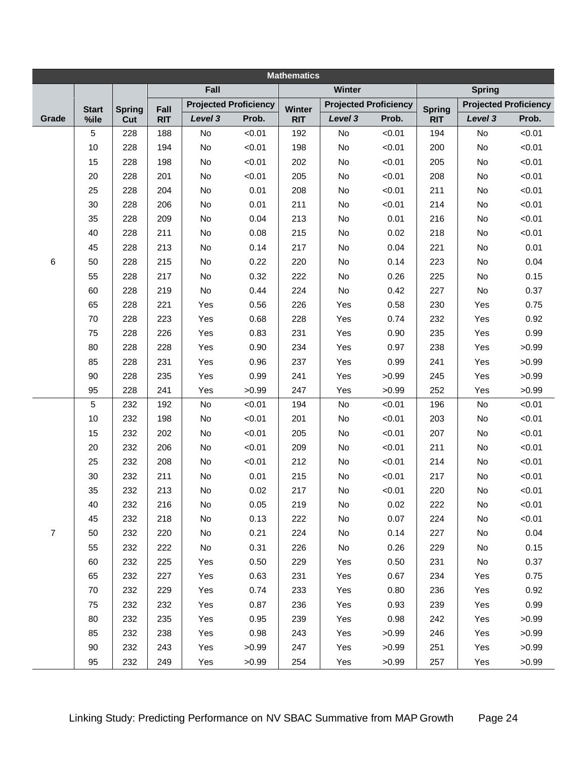| Mathematics | | | | | | | | | | | | |
|---|---|---|---|---|---|---|---|---|---|---|---|---|
| | | | Fall | | | Winter | | | Spring | | | |
| | Start | Spring | Fall | Projected Proficiency | | Winter | Projected Proficiency | | Spring | Projected Proficiency | | |
| Grade | %ile | Cut | RIT | *Level 3* | Prob. | RIT | *Level 3* | Prob. | RIT | *Level 3* | Prob. | |
| 6 | 5 | 228 | 188 | No | <0.01 | 192 | No | <0.01 | 194 | No | <0.01 | |
| | 10 | 228 | 194 | No | <0.01 | 198 | No | <0.01 | 200 | No | <0.01 | |
| | 15 | 228 | 198 | No | <0.01 | 202 | No | <0.01 | 205 | No | <0.01 | |
| | 20 | 228 | 201 | No | <0.01 | 205 | No | <0.01 | 208 | No | <0.01 | |
| | 25 | 228 | 204 | No | 0.01 | 208 | No | <0.01 | 211 | No | <0.01 | |
| | 30 | 228 | 206 | No | 0.01 | 211 | No | <0.01 | 214 | No | <0.01 | |
| | 35 | 228 | 209 | No | 0.04 | 213 | No | 0.01 | 216 | No | <0.01 | |
| | 40 | 228 | 211 | No | 0.08 | 215 | No | 0.02 | 218 | No | <0.01 | |
| | 45 | 228 | 213 | No | 0.14 | 217 | No | 0.04 | 221 | No | 0.01 | |
| | 50 | 228 | 215 | No | 0.22 | 220 | No | 0.14 | 223 | No | 0.04 | |
| | 55 | 228 | 217 | No | 0.32 | 222 | No | 0.26 | 225 | No | 0.15 | |
| | 60 | 228 | 219 | No | 0.44 | 224 | No | 0.42 | 227 | No | 0.37 | |
| | 65 | 228 | 221 | Yes | 0.56 | 226 | Yes | 0.58 | 230 | Yes | 0.75 | |
| | 70 | 228 | 223 | Yes | 0.68 | 228 | Yes | 0.74 | 232 | Yes | 0.92 | |
| | 75 | 228 | 226 | Yes | 0.83 | 231 | Yes | 0.90 | 235 | Yes | 0.99 | |
| | 80 | 228 | 228 | Yes | 0.90 | 234 | Yes | 0.97 | 238 | Yes | >0.99 | |
| | 85 | 228 | 231 | Yes | 0.96 | 237 | Yes | 0.99 | 241 | Yes | >0.99 | |
| | 90 | 228 | 235 | Yes | 0.99 | 241 | Yes | >0.99 | 245 | Yes | >0.99 | |
| | 95 | 228 | 241 | Yes | >0.99 | 247 | Yes | >0.99 | 252 | Yes | >0.99 | |
| 7 | 5 | 232 | 192 | No | <0.01 | 194 | No | <0.01 | 196 | No | <0.01 | |
| | 10 | 232 | 198 | No | <0.01 | 201 | No | <0.01 | 203 | No | <0.01 | |
| | 15 | 232 | 202 | No | <0.01 | 205 | No | <0.01 | 207 | No | <0.01 | |
| | 20 | 232 | 206 | No | <0.01 | 209 | No | <0.01 | 211 | No | <0.01 | |
| | 25 | 232 | 208 | No | <0.01 | 212 | No | <0.01 | 214 | No | <0.01 | |
| | 30 | 232 | 211 | No | 0.01 | 215 | No | <0.01 | 217 | No | <0.01 | |
| | 35 | 232 | 213 | No | 0.02 | 217 | No | <0.01 | 220 | No | <0.01 | |
| | 40 | 232 | 216 | No | 0.05 | 219 | No | 0.02 | 222 | No | <0.01 | |
| | 45 | 232 | 218 | No | 0.13 | 222 | No | 0.07 | 224 | No | <0.01 | |
| | 50 | 232 | 220 | No | 0.21 | 224 | No | 0.14 | 227 | No | 0.04 | |
| | 55 | 232 | 222 | No | 0.31 | 226 | No | 0.26 | 229 | No | 0.15 | |
| | 60 | 232 | 225 | Yes | 0.50 | 229 | Yes | 0.50 | 231 | No | 0.37 | |
| | 65 | 232 | 227 | Yes | 0.63 | 231 | Yes | 0.67 | 234 | Yes | 0.75 | |
| | 70 | 232 | 229 | Yes | 0.74 | 233 | Yes | 0.80 | 236 | Yes | 0.92 | |
| | 75 | 232 | 232 | Yes | 0.87 | 236 | Yes | 0.93 | 239 | Yes | 0.99 | |
| | 80 | 232 | 235 | Yes | 0.95 | 239 | Yes | 0.98 | 242 | Yes | >0.99 | |
| | 85 | 232 | 238 | Yes | 0.98 | 243 | Yes | >0.99 | 246 | Yes | >0.99 | |
| | 90 | 232 | 243 | Yes | >0.99 | 247 | Yes | >0.99 | 251 | Yes | >0.99 | |
| | 95 | 232 | 249 | Yes | >0.99 | 254 | Yes | >0.99 | 257 | Yes | >0.99 | |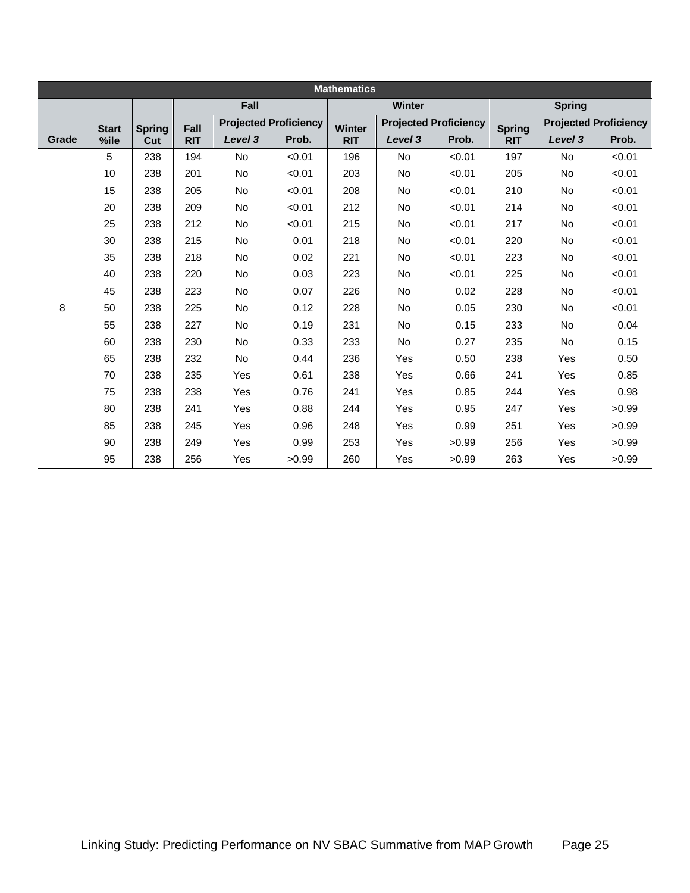| Mathematics | | | | | | | | | | | |
|---|---|---|---|---|---|---|---|---|---|---|---|
| | | | Fall | | | Winter | | | Spring | | |
| Grade | Start %ile | Spring Cut | Fall RIT | Projected Proficiency | | Winter RIT | Projected Proficiency | | Spring RIT | Projected Proficiency | |
| | | | | *Level 3* | Prob. | | *Level 3* | Prob. | | *Level 3* | Prob. |
| 8 | 5 | 238 | 194 | No | <0.01 | 196 | No | <0.01 | 197 | No | <0.01 |
| | 10 | 238 | 201 | No | <0.01 | 203 | No | <0.01 | 205 | No | <0.01 |
| | 15 | 238 | 205 | No | <0.01 | 208 | No | <0.01 | 210 | No | <0.01 |
| | 20 | 238 | 209 | No | <0.01 | 212 | No | <0.01 | 214 | No | <0.01 |
| | 25 | 238 | 212 | No | <0.01 | 215 | No | <0.01 | 217 | No | <0.01 |
| | 30 | 238 | 215 | No | 0.01 | 218 | No | <0.01 | 220 | No | <0.01 |
| | 35 | 238 | 218 | No | 0.02 | 221 | No | <0.01 | 223 | No | <0.01 |
| | 40 | 238 | 220 | No | 0.03 | 223 | No | <0.01 | 225 | No | <0.01 |
| | 45 | 238 | 223 | No | 0.07 | 226 | No | 0.02 | 228 | No | <0.01 |
| | 50 | 238 | 225 | No | 0.12 | 228 | No | 0.05 | 230 | No | <0.01 |
| | 55 | 238 | 227 | No | 0.19 | 231 | No | 0.15 | 233 | No | 0.04 |
| | 60 | 238 | 230 | No | 0.33 | 233 | No | 0.27 | 235 | No | 0.15 |
| | 65 | 238 | 232 | No | 0.44 | 236 | Yes | 0.50 | 238 | Yes | 0.50 |
| | 70 | 238 | 235 | Yes | 0.61 | 238 | Yes | 0.66 | 241 | Yes | 0.85 |
| | 75 | 238 | 238 | Yes | 0.76 | 241 | Yes | 0.85 | 244 | Yes | 0.98 |
| | 80 | 238 | 241 | Yes | 0.88 | 244 | Yes | 0.95 | 247 | Yes | >0.99 |
| | 85 | 238 | 245 | Yes | 0.96 | 248 | Yes | 0.99 | 251 | Yes | >0.99 |
| | 90 | 238 | 249 | Yes | 0.99 | 253 | Yes | >0.99 | 256 | Yes | >0.99 |
| | 95 | 238 | 256 | Yes | >0.99 | 260 | Yes | >0.99 | 263 | Yes | >0.99 |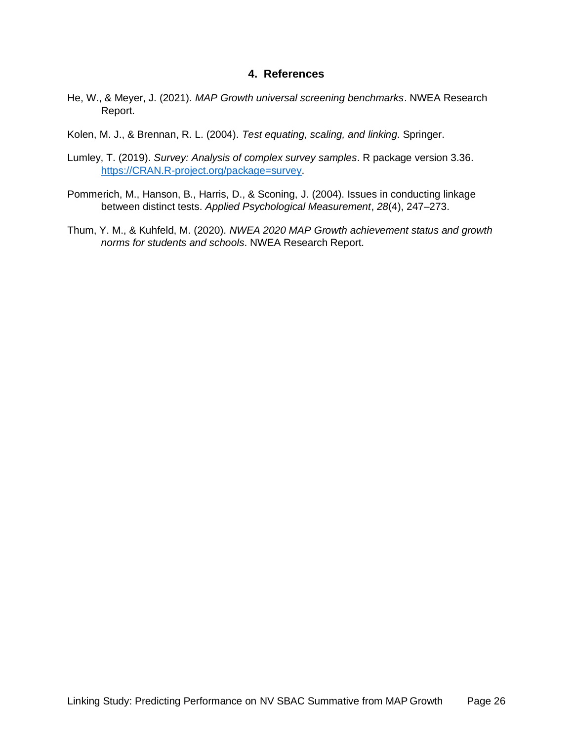## 4. References

He, W., & Meyer, J. (2021). *MAP Growth universal screening benchmarks*. NWEA Research Report.

Kolen, M. J., & Brennan, R. L. (2004). *Test equating, scaling, and linking*. Springer.

Lumley, T. (2019). *Survey: Analysis of complex survey samples*. R package version 3.36. https://CRAN.R-project.org/package=survey.

Pommerich, M., Hanson, B., Harris, D., & Sconing, J. (2004). Issues in conducting linkage between distinct tests. *Applied Psychological Measurement*, *28*(4), 247–273.

Thum, Y. M., & Kuhfeld, M. (2020). *NWEA 2020 MAP Growth achievement status and growth norms for students and schools*. NWEA Research Report.